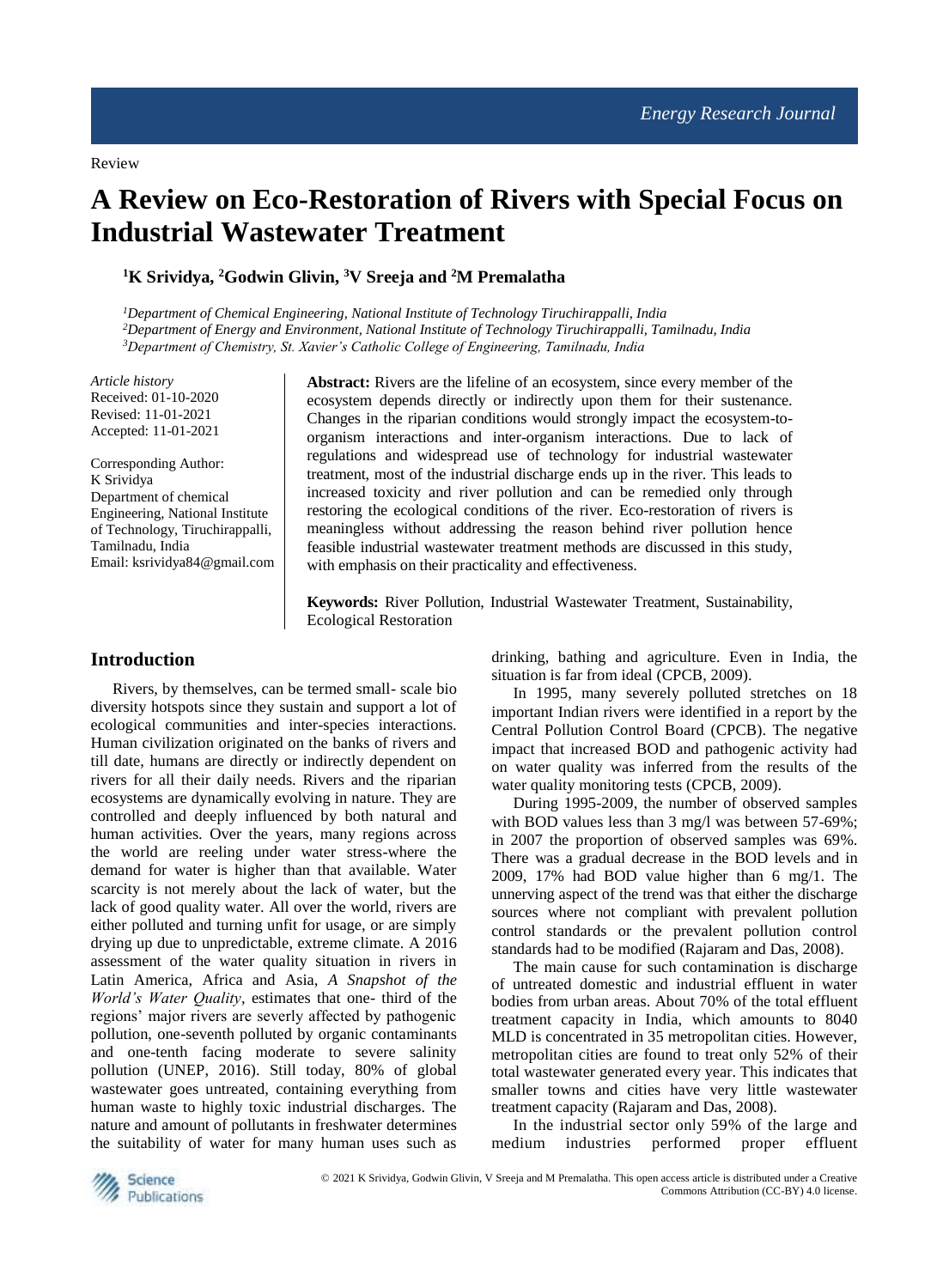Review

# A Review on Eco-Restoration of Rivers with Special Focus on Industrial Wastewater Treatment

**[1]K Srividya, [2]Godwin Glivin, [3]V Sreeja and [2]M Premalatha**

*[1]Department of Chemical Engineering, National Institute of Technology Tiruchirappalli, India*
*[2]Department of Energy and Environment, National Institute of Technology Tiruchirappalli, Tamilnadu, India*
*[3]Department of Chemistry, St. Xavier's Catholic College of Engineering, Tamilnadu, India*

*Article history*
Received: 01-10-2020
Revised: 11-01-2021
Accepted: 11-01-2021

Corresponding Author:
K Srividya
Department of chemical Engineering, National Institute of Technology, Tiruchirappalli, Tamilnadu, India
Email: ksrividya84@gmail.com

**Abstract:** Rivers are the lifeline of an ecosystem, since every member of the ecosystem depends directly or indirectly upon them for their sustenance. Changes in the riparian conditions would strongly impact the ecosystem-to-organism interactions and inter-organism interactions. Due to lack of regulations and widespread use of technology for industrial wastewater treatment, most of the industrial discharge ends up in the river. This leads to increased toxicity and river pollution and can be remedied only through restoring the ecological conditions of the river. Eco-restoration of rivers is meaningless without addressing the reason behind river pollution hence feasible industrial wastewater treatment methods are discussed in this study, with emphasis on their practicality and effectiveness.

**Keywords:** River Pollution, Industrial Wastewater Treatment, Sustainability, Ecological Restoration

## Introduction

Rivers, by themselves, can be termed small- scale bio diversity hotspots since they sustain and support a lot of ecological communities and inter-species interactions. Human civilization originated on the banks of rivers and till date, humans are directly or indirectly dependent on rivers for all their daily needs. Rivers and the riparian ecosystems are dynamically evolving in nature. They are controlled and deeply influenced by both natural and human activities. Over the years, many regions across the world are reeling under water stress-where the demand for water is higher than that available. Water scarcity is not merely about the lack of water, but the lack of good quality water. All over the world, rivers are either polluted and turning unfit for usage, or are simply drying up due to unpredictable, extreme climate. A 2016 assessment of the water quality situation in rivers in Latin America, Africa and Asia, *A Snapshot of the World's Water Quality*, estimates that one- third of the regions' major rivers are severely affected by pathogenic pollution, one-seventh polluted by organic contaminants and one-tenth facing moderate to severe salinity pollution (UNEP, 2016). Still today, 80% of global wastewater goes untreated, containing everything from human waste to highly toxic industrial discharges. The nature and amount of pollutants in freshwater determines the suitability of water for many human uses such as drinking, bathing and agriculture. Even in India, the situation is far from ideal (CPCB, 2009).

In 1995, many severely polluted stretches on 18 important Indian rivers were identified in a report by the Central Pollution Control Board (CPCB). The negative impact that increased BOD and pathogenic activity had on water quality was inferred from the results of the water quality monitoring tests (CPCB, 2009).

During 1995-2009, the number of observed samples with BOD values less than 3 mg/l was between 57-69%; in 2007 the proportion of observed samples was 69%. There was a gradual decrease in the BOD levels and in 2009, 17% had BOD value higher than 6 mg/1. The unnerving aspect of the trend was that either the discharge sources where not compliant with prevalent pollution control standards or the prevalent pollution control standards had to be modified (Rajaram and Das, 2008).

The main cause for such contamination is discharge of untreated domestic and industrial effluent in water bodies from urban areas. About 70% of the total effluent treatment capacity in India, which amounts to 8040 MLD is concentrated in 35 metropolitan cities. However, metropolitan cities are found to treat only 52% of their total wastewater generated every year. This indicates that smaller towns and cities have very little wastewater treatment capacity (Rajaram and Das, 2008).

In the industrial sector only 59% of the large and medium industries performed proper effluent

© 2021 K Srividya, Godwin Glivin, V Sreeja and M Premalatha. This open access article is distributed under a Creative Commons Attribution (CC-BY) 4.0 license.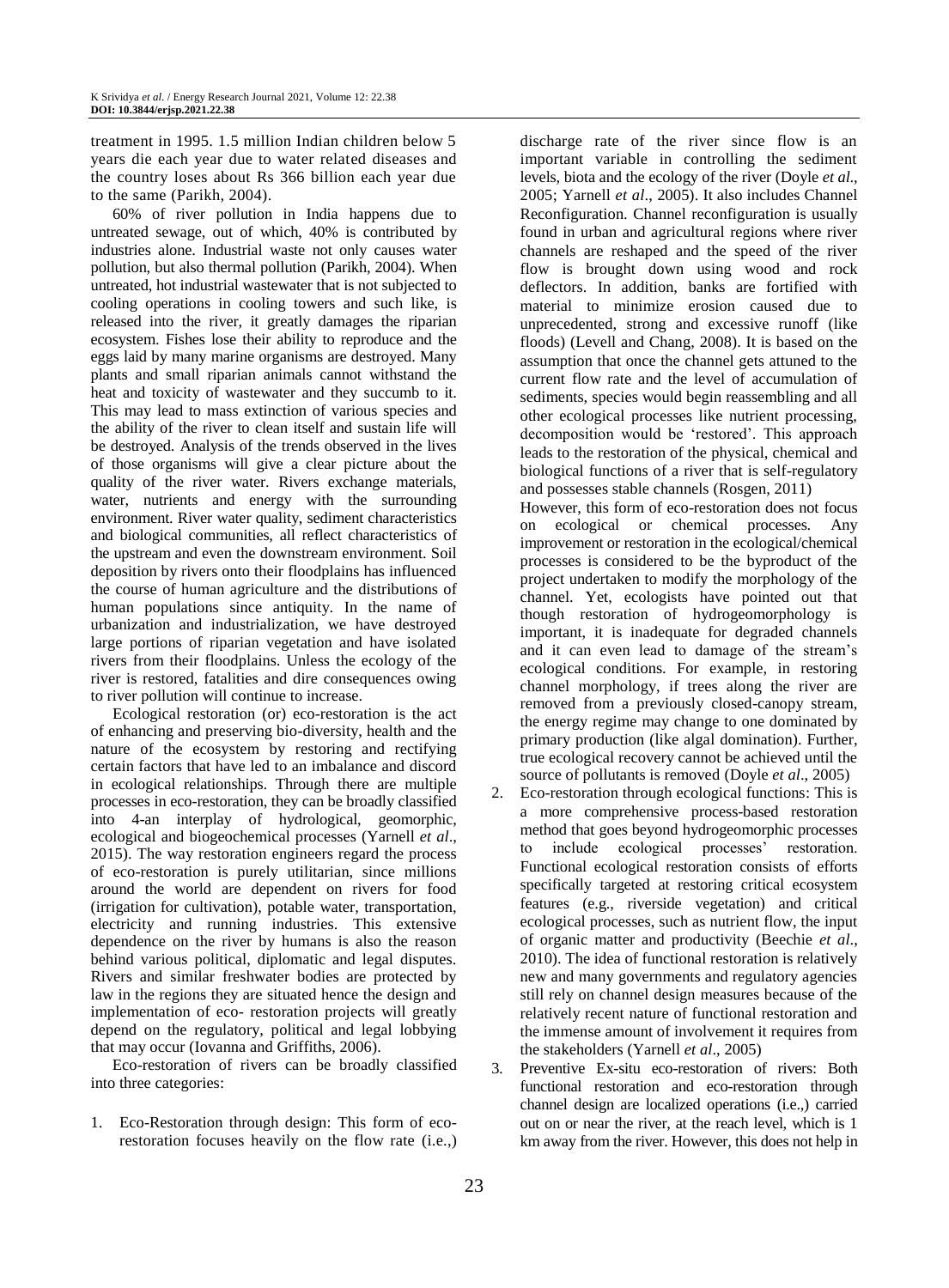treatment in 1995. 1.5 million Indian children below 5 years die each year due to water related diseases and the country loses about Rs 366 billion each year due to the same (Parikh, 2004).

60% of river pollution in India happens due to untreated sewage, out of which, 40% is contributed by industries alone. Industrial waste not only causes water pollution, but also thermal pollution (Parikh, 2004). When untreated, hot industrial wastewater that is not subjected to cooling operations in cooling towers and such like, is released into the river, it greatly damages the riparian ecosystem. Fishes lose their ability to reproduce and the eggs laid by many marine organisms are destroyed. Many plants and small riparian animals cannot withstand the heat and toxicity of wastewater and they succumb to it. This may lead to mass extinction of various species and the ability of the river to clean itself and sustain life will be destroyed. Analysis of the trends observed in the lives of those organisms will give a clear picture about the quality of the river water. Rivers exchange materials, water, nutrients and energy with the surrounding environment. River water quality, sediment characteristics and biological communities, all reflect characteristics of the upstream and even the downstream environment. Soil deposition by rivers onto their floodplains has influenced the course of human agriculture and the distributions of human populations since antiquity. In the name of urbanization and industrialization, we have destroyed large portions of riparian vegetation and have isolated rivers from their floodplains. Unless the ecology of the river is restored, fatalities and dire consequences owing to river pollution will continue to increase.

Ecological restoration (or) eco-restoration is the act of enhancing and preserving bio-diversity, health and the nature of the ecosystem by restoring and rectifying certain factors that have led to an imbalance and discord in ecological relationships. Through there are multiple processes in eco-restoration, they can be broadly classified into 4-an interplay of hydrological, geomorphic, ecological and biogeochemical processes (Yarnell *et al*., 2015). The way restoration engineers regard the process of eco-restoration is purely utilitarian, since millions around the world are dependent on rivers for food (irrigation for cultivation), potable water, transportation, electricity and running industries. This extensive dependence on the river by humans is also the reason behind various political, diplomatic and legal disputes. Rivers and similar freshwater bodies are protected by law in the regions they are situated hence the design and implementation of eco- restoration projects will greatly depend on the regulatory, political and legal lobbying that may occur (Iovanna and Griffiths, 2006).

Eco-restoration of rivers can be broadly classified into three categories:

1. Eco-Restoration through design: This form of eco-restoration focuses heavily on the flow rate (i.e.,) discharge rate of the river since flow is an important variable in controlling the sediment levels, biota and the ecology of the river (Doyle *et al*., 2005; Yarnell *et al*., 2005). It also includes Channel Reconfiguration. Channel reconfiguration is usually found in urban and agricultural regions where river channels are reshaped and the speed of the river flow is brought down using wood and rock deflectors. In addition, banks are fortified with material to minimize erosion caused due to unprecedented, strong and excessive runoff (like floods) (Levell and Chang, 2008). It is based on the assumption that once the channel gets attuned to the current flow rate and the level of accumulation of sediments, species would begin reassembling and all other ecological processes like nutrient processing, decomposition would be 'restored'. This approach leads to the restoration of the physical, chemical and biological functions of a river that is self-regulatory and possesses stable channels (Rosgen, 2011)
   However, this form of eco-restoration does not focus on ecological or chemical processes. Any improvement or restoration in the ecological/chemical processes is considered to be the byproduct of the project undertaken to modify the morphology of the channel. Yet, ecologists have pointed out that though restoration of hydrogeomorphology is important, it is inadequate for degraded channels and it can even lead to damage of the stream's ecological conditions. For example, in restoring channel morphology, if trees along the river are removed from a previously closed-canopy stream, the energy regime may change to one dominated by primary production (like algal domination). Further, true ecological recovery cannot be achieved until the source of pollutants is removed (Doyle *et al*., 2005)
2. Eco-restoration through ecological functions: This is a more comprehensive process-based restoration method that goes beyond hydrogeomorphic processes to include ecological processes' restoration. Functional ecological restoration consists of efforts specifically targeted at restoring critical ecosystem features (e.g., riverside vegetation) and critical ecological processes, such as nutrient flow, the input of organic matter and productivity (Beechie *et al*., 2010). The idea of functional restoration is relatively new and many governments and regulatory agencies still rely on channel design measures because of the relatively recent nature of functional restoration and the immense amount of involvement it requires from the stakeholders (Yarnell *et al*., 2005)
3. Preventive Ex-situ eco-restoration of rivers: Both functional restoration and eco-restoration through channel design are localized operations (i.e.,) carried out on or near the river, at the reach level, which is 1 km away from the river. However, this does not help in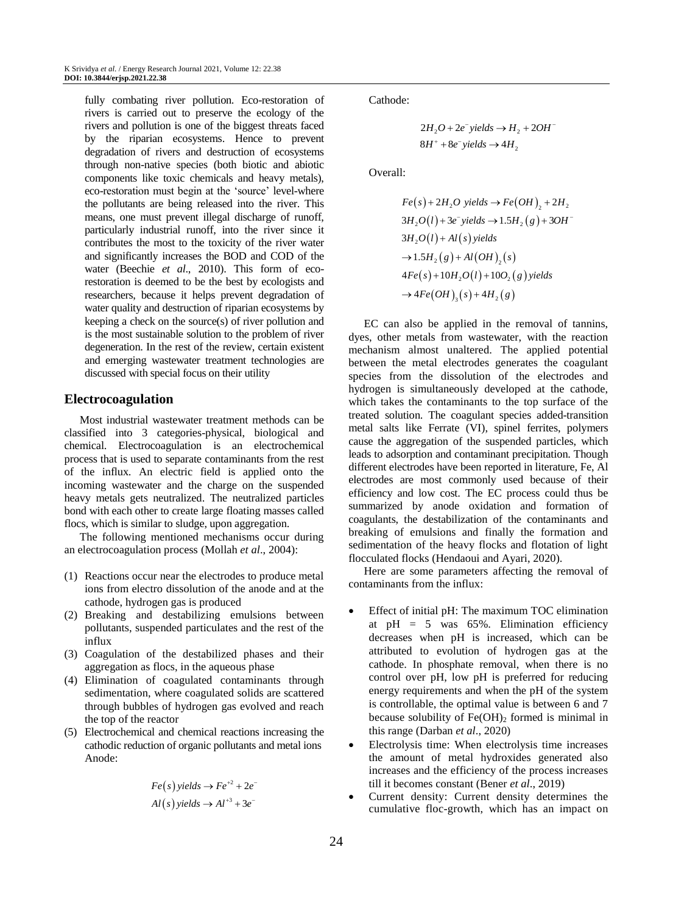fully combating river pollution. Eco-restoration of rivers is carried out to preserve the ecology of the rivers and pollution is one of the biggest threats faced by the riparian ecosystems. Hence to prevent degradation of rivers and destruction of ecosystems through non-native species (both biotic and abiotic components like toxic chemicals and heavy metals), eco-restoration must begin at the 'source' level-where the pollutants are being released into the river. This means, one must prevent illegal discharge of runoff, particularly industrial runoff, into the river since it contributes the most to the toxicity of the river water and significantly increases the BOD and COD of the water (Beechie *et al*., 2010). This form of eco-restoration is deemed to be the best by ecologists and researchers, because it helps prevent degradation of water quality and destruction of riparian ecosystems by keeping a check on the source(s) of river pollution and is the most sustainable solution to the problem of river degeneration. In the rest of the review, certain existent and emerging wastewater treatment technologies are discussed with special focus on their utility

## Electrocoagulation

Most industrial wastewater treatment methods can be classified into 3 categories-physical, biological and chemical. Electrocoagulation is an electrochemical process that is used to separate contaminants from the rest of the influx. An electric field is applied onto the incoming wastewater and the charge on the suspended heavy metals gets neutralized. The neutralized particles bond with each other to create large floating masses called flocs, which is similar to sludge, upon aggregation.

The following mentioned mechanisms occur during an electrocoagulation process (Mollah *et al*., 2004):

(1) Reactions occur near the electrodes to produce metal ions from electro dissolution of the anode and at the cathode, hydrogen gas is produced
(2) Breaking and destabilizing emulsions between pollutants, suspended particulates and the rest of the influx
(3) Coagulation of the destabilized phases and their aggregation as flocs, in the aqueous phase
(4) Elimination of coagulated contaminants through sedimentation, where coagulated solids are scattered through bubbles of hydrogen gas evolved and reach the top of the reactor
(5) Electrochemical and chemical reactions increasing the cathodic reduction of organic pollutants and metal ions

Anode:

$$Fe(s)\, yields \rightarrow Fe^{+2} + 2e^{-}$$
$$Al(s)\, yields \rightarrow Al^{+3} + 3e^{-}$$

Cathode:

$$2H_2O + 2e^{-}\, yields \rightarrow H_2 + 2OH^{-}$$
$$8H^{+} + 8e^{-}\, yields \rightarrow 4H_2$$

Overall:

$$Fe(s) + 2H_2O\; yields \rightarrow Fe(OH)_2 + 2H_2$$
$$3H_2O(l) + 3e^{-}\, yields \rightarrow 1.5H_2(g) + 3OH^{-}$$
$$3H_2O(l) + Al(s)\, yields$$
$$\rightarrow 1.5H_2(g) + Al(OH)_2(s)$$
$$4Fe(s) + 10H_2O(l) + 10O_2(g)\, yields$$
$$\rightarrow 4Fe(OH)_3(s) + 4H_2(g)$$

EC can also be applied in the removal of tannins, dyes, other metals from wastewater, with the reaction mechanism almost unaltered. The applied potential between the metal electrodes generates the coagulant species from the dissolution of the electrodes and hydrogen is simultaneously developed at the cathode, which takes the contaminants to the top surface of the treated solution. The coagulant species added-transition metal salts like Ferrate (VI), spinel ferrites, polymers cause the aggregation of the suspended particles, which leads to adsorption and contaminant precipitation. Though different electrodes have been reported in literature, Fe, Al electrodes are most commonly used because of their efficiency and low cost. The EC process could thus be summarized by anode oxidation and formation of coagulants, the destabilization of the contaminants and breaking of emulsions and finally the formation and sedimentation of the heavy flocks and flotation of light flocculated flocks (Hendaoui and Ayari, 2020).

Here are some parameters affecting the removal of contaminants from the influx:

- Effect of initial pH: The maximum TOC elimination at pH = 5 was 65%. Elimination efficiency decreases when pH is increased, which can be attributed to evolution of hydrogen gas at the cathode. In phosphate removal, when there is no control over pH, low pH is preferred for reducing energy requirements and when the pH of the system is controllable, the optimal value is between 6 and 7 because solubility of $Fe(OH)_2$ formed is minimal in this range (Darban *et al*., 2020)
- Electrolysis time: When electrolysis time increases the amount of metal hydroxides generated also increases and the efficiency of the process increases till it becomes constant (Bener *et al*., 2019)
- Current density: Current density determines the cumulative floc-growth, which has an impact on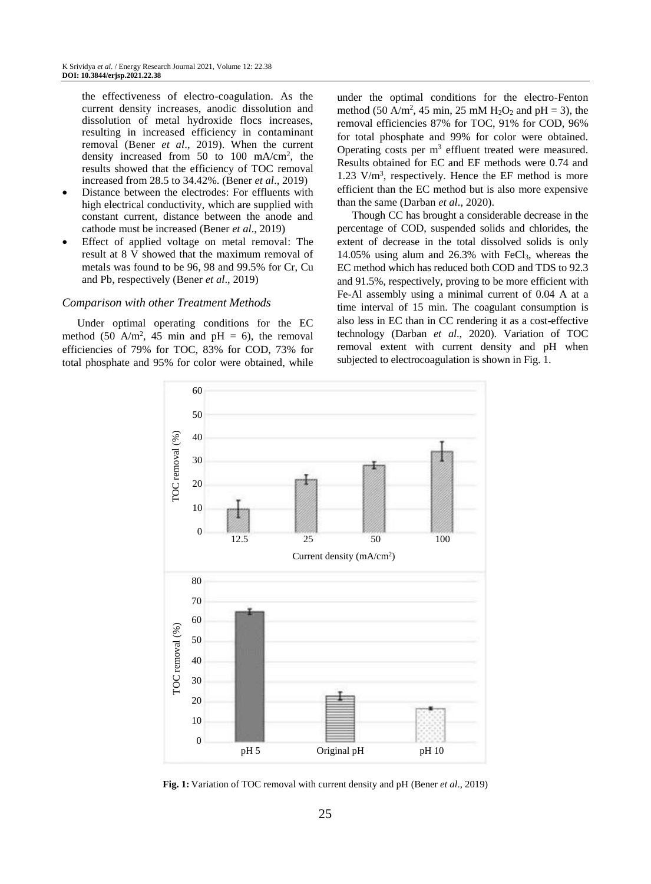the effectiveness of electro-coagulation. As the current density increases, anodic dissolution and dissolution of metal hydroxide flocs increases, resulting in increased efficiency in contaminant removal (Bener *et al*., 2019). When the current density increased from 50 to 100 mA/cm$^2$, the results showed that the efficiency of TOC removal increased from 28.5 to 34.42%. (Bener *et al*., 2019)

- Distance between the electrodes: For effluents with high electrical conductivity, which are supplied with constant current, distance between the anode and cathode must be increased (Bener *et al*., 2019)
- Effect of applied voltage on metal removal: The result at 8 V showed that the maximum removal of metals was found to be 96, 98 and 99.5% for Cr, Cu and Pb, respectively (Bener *et al*., 2019)

### *Comparison with other Treatment Methods*

Under optimal operating conditions for the EC method (50 A/m$^2$, 45 min and pH = 6), the removal efficiencies of 79% for TOC, 83% for COD, 73% for total phosphate and 95% for color were obtained, while under the optimal conditions for the electro-Fenton method (50 A/m$^2$, 45 min, 25 mM $H_2O_2$ and pH = 3), the removal efficiencies 87% for TOC, 91% for COD, 96% for total phosphate and 99% for color were obtained. Operating costs per m$^3$ effluent treated were measured. Results obtained for EC and EF methods were 0.74 and 1.23 V/m$^3$, respectively. Hence the EF method is more efficient than the EC method but is also more expensive than the same (Darban *et al*., 2020).

Though CC has brought a considerable decrease in the percentage of COD, suspended solids and chlorides, the extent of decrease in the total dissolved solids is only 14.05% using alum and 26.3% with $FeCl_3$, whereas the EC method which has reduced both COD and TDS to 92.3 and 91.5%, respectively, proving to be more efficient with Fe-Al assembly using a minimal current of 0.04 A at a time interval of 15 min. The coagulant consumption is also less in EC than in CC rendering it as a cost-effective technology (Darban *et al*., 2020). Variation of TOC removal extent with current density and pH when subjected to electrocoagulation is shown in Fig. 1.

**Fig. 1:** Variation of TOC removal with current density and pH (Bener *et al*., 2019)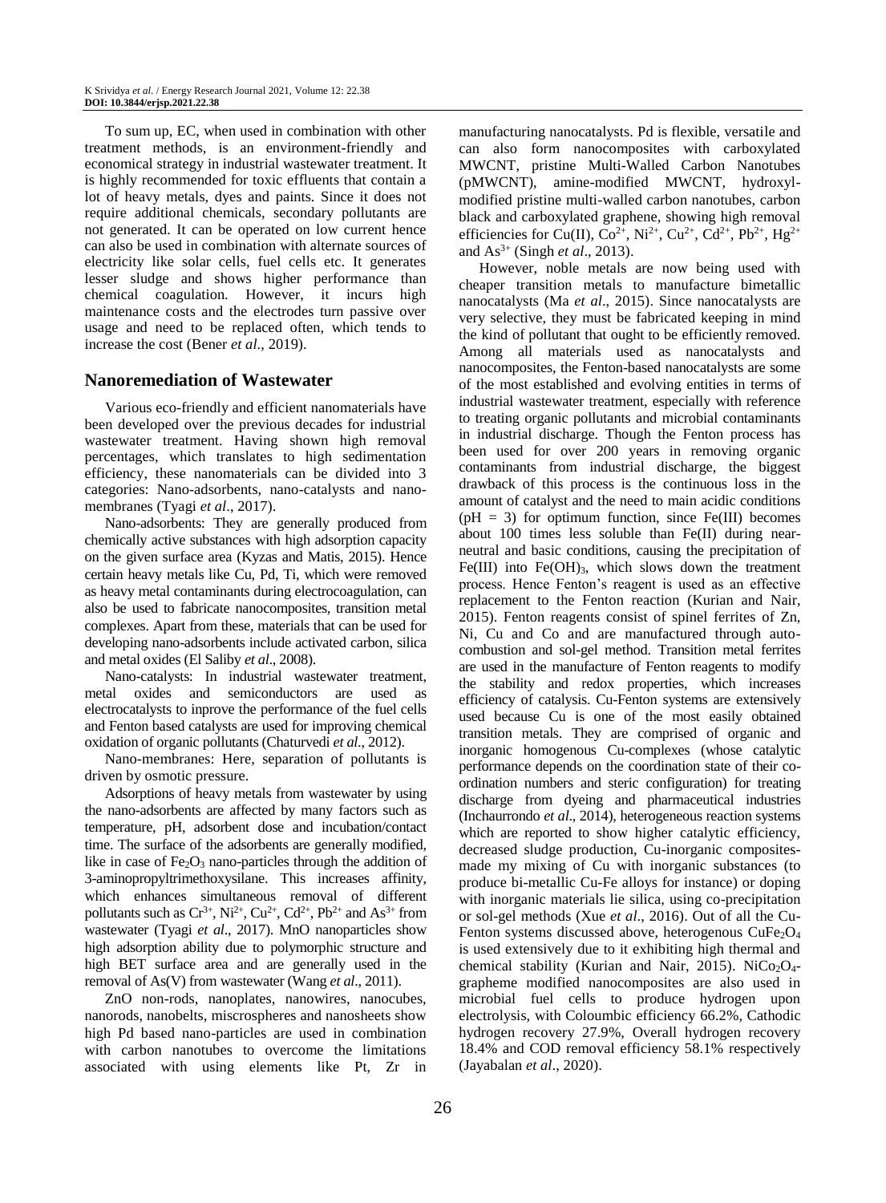To sum up, EC, when used in combination with other treatment methods, is an environment-friendly and economical strategy in industrial wastewater treatment. It is highly recommended for toxic effluents that contain a lot of heavy metals, dyes and paints. Since it does not require additional chemicals, secondary pollutants are not generated. It can be operated on low current hence can also be used in combination with alternate sources of electricity like solar cells, fuel cells etc. It generates lesser sludge and shows higher performance than chemical coagulation. However, it incurs high maintenance costs and the electrodes turn passive over usage and need to be replaced often, which tends to increase the cost (Bener *et al*., 2019).

## Nanoremediation of Wastewater

Various eco-friendly and efficient nanomaterials have been developed over the previous decades for industrial wastewater treatment. Having shown high removal percentages, which translates to high sedimentation efficiency, these nanomaterials can be divided into 3 categories: Nano-adsorbents, nano-catalysts and nano-membranes (Tyagi *et al*., 2017).

Nano-adsorbents: They are generally produced from chemically active substances with high adsorption capacity on the given surface area (Kyzas and Matis, 2015). Hence certain heavy metals like Cu, Pd, Ti, which were removed as heavy metal contaminants during electrocoagulation, can also be used to fabricate nanocomposites, transition metal complexes. Apart from these, materials that can be used for developing nano-adsorbents include activated carbon, silica and metal oxides (El Saliby *et al*., 2008).

Nano-catalysts: In industrial wastewater treatment, metal oxides and semiconductors are used as electrocatalysts to inprove the performance of the fuel cells and Fenton based catalysts are used for improving chemical oxidation of organic pollutants (Chaturvedi *et al*., 2012).

Nano-membranes: Here, separation of pollutants is driven by osmotic pressure.

Adsorptions of heavy metals from wastewater by using the nano-adsorbents are affected by many factors such as temperature, pH, adsorbent dose and incubation/contact time. The surface of the adsorbents are generally modified, like in case of $Fe_2O_3$ nano-particles through the addition of 3-aminopropyltrimethoxysilane. This increases affinity, which enhances simultaneous removal of different pollutants such as $Cr^{3+}$, $Ni^{2+}$, $Cu^{2+}$, $Cd^{2+}$, $Pb^{2+}$ and $As^{3+}$ from wastewater (Tyagi *et al*., 2017). MnO nanoparticles show high adsorption ability due to polymorphic structure and high BET surface area and are generally used in the removal of As(V) from wastewater (Wang *et al*., 2011).

ZnO non-rods, nanoplates, nanowires, nanocubes, nanorods, nanobelts, miscrospheres and nanosheets show high Pd based nano-particles are used in combination with carbon nanotubes to overcome the limitations associated with using elements like Pt, Zr in manufacturing nanocatalysts. Pd is flexible, versatile and can also form nanocomposites with carboxylated MWCNT, pristine Multi-Walled Carbon Nanotubes (pMWCNT), amine-modified MWCNT, hydroxyl-modified pristine multi-walled carbon nanotubes, carbon black and carboxylated graphene, showing high removal efficiencies for Cu(II), $Co^{2+}$, $Ni^{2+}$, $Cu^{2+}$, $Cd^{2+}$, $Pb^{2+}$, $Hg^{2+}$ and $As^{3+}$ (Singh *et al*., 2013).

However, noble metals are now being used with cheaper transition metals to manufacture bimetallic nanocatalysts (Ma *et al*., 2015). Since nanocatalysts are very selective, they must be fabricated keeping in mind the kind of pollutant that ought to be efficiently removed. Among all materials used as nanocatalysts and nanocomposites, the Fenton-based nanocatalysts are some of the most established and evolving entities in terms of industrial wastewater treatment, especially with reference to treating organic pollutants and microbial contaminants in industrial discharge. Though the Fenton process has been used for over 200 years in removing organic contaminants from industrial discharge, the biggest drawback of this process is the continuous loss in the amount of catalyst and the need to main acidic conditions ($pH = 3$) for optimum function, since Fe(III) becomes about 100 times less soluble than Fe(II) during near-neutral and basic conditions, causing the precipitation of Fe(III) into $Fe(OH)_3$, which slows down the treatment process. Hence Fenton's reagent is used as an effective replacement to the Fenton reaction (Kurian and Nair, 2015). Fenton reagents consist of spinel ferrites of Zn, Ni, Cu and Co and are manufactured through auto-combustion and sol-gel method. Transition metal ferrites are used in the manufacture of Fenton reagents to modify the stability and redox properties, which increases efficiency of catalysis. Cu-Fenton systems are extensively used because Cu is one of the most easily obtained transition metals. They are comprised of organic and inorganic homogenous Cu-complexes (whose catalytic performance depends on the coordination state of their co-ordination numbers and steric configuration) for treating discharge from dyeing and pharmaceutical industries (Inchaurrondo *et al*., 2014), heterogeneous reaction systems which are reported to show higher catalytic efficiency, decreased sludge production, Cu-inorganic composites-made my mixing of Cu with inorganic substances (to produce bi-metallic Cu-Fe alloys for instance) or doping with inorganic materials lie silica, using co-precipitation or sol-gel methods (Xue *et al*., 2016). Out of all the Cu-Fenton systems discussed above, heterogenous $CuFe_2O_4$ is used extensively due to it exhibiting high thermal and chemical stability (Kurian and Nair, 2015). $NiCo_2O_4$-grapheme modified nanocomposites are also used in microbial fuel cells to produce hydrogen upon electrolysis, with Coloumbic efficiency 66.2%, Cathodic hydrogen recovery 27.9%, Overall hydrogen recovery 18.4% and COD removal efficiency 58.1% respectively (Jayabalan *et al*., 2020).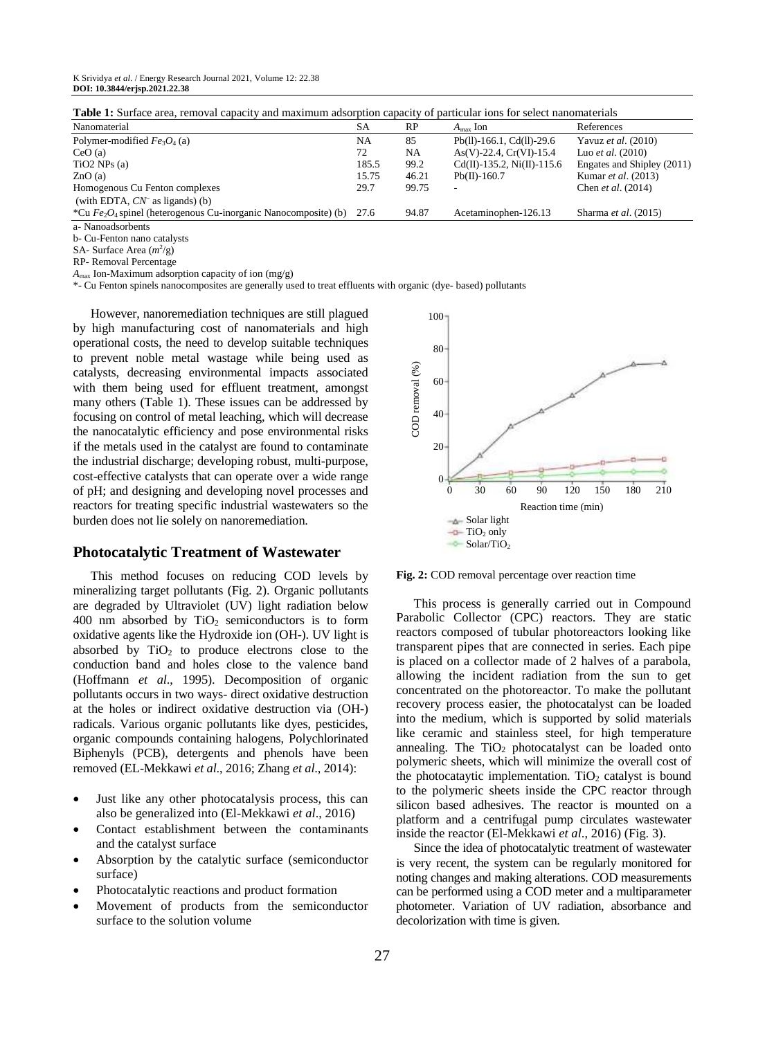**Table 1:** Surface area, removal capacity and maximum adsorption capacity of particular ions for select nanomaterials

| Nanomaterial | SA | RP | $A_{max}$ Ion | References |
|---|---|---|---|---|
| Polymer-modified $Fe_3O_4$ (a) | NA | 85 | Pb(ll)-166.1, Cd(ll)-29.6 | Yavuz *et al*. (2010) |
| CeO (a) | 72 | NA | As(V)-22.4, Cr(VI)-15.4 | Luo *et al.* (2010) |
| TiO2 NPs (a) | 185.5 | 99.2 | Cd(II)-135.2, Ni(II)-115.6 | Engates and Shipley (2011) |
| ZnO (a) | 15.75 | 46.21 | Pb(II)-160.7 | Kumar *et al*. (2013) |
| Homogenous Cu Fenton complexes (with EDTA, $CN^-$ as ligands) (b) | 29.7 | 99.75 | - | Chen *et al*. (2014) |
| *Cu $Fe_2O_4$ spinel (heterogeneous Cu-inorganic Nanocomposite) (b) | 27.6 | 94.87 | Acetaminophen-126.13 | Sharma *et al*. (2015) |

a- Nanoadsorbents
b- Cu-Fenton nano catalysts
SA- Surface Area ($m^2$/g)
RP- Removal Percentage
$A_{max}$ Ion-Maximum adsorption capacity of ion (mg/g)
*- Cu Fenton spinels nanocomposites are generally used to treat effluents with organic (dye- based) pollutants

However, nanoremediation techniques are still plagued by high manufacturing cost of nanomaterials and high operational costs, the need to develop suitable techniques to prevent noble metal wastage while being used as catalysts, decreasing environmental impacts associated with them being used for effluent treatment, amongst many others (Table 1). These issues can be addressed by focusing on control of metal leaching, which will decrease the nanocatalytic efficiency and pose environmental risks if the metals used in the catalyst are found to contaminate the industrial discharge; developing robust, multi-purpose, cost-effective catalysts that can operate over a wide range of pH; and designing and developing novel processes and reactors for treating specific industrial wastewaters so the burden does not lie solely on nanoremediation.

## Photocatalytic Treatment of Wastewater

This method focuses on reducing COD levels by mineralizing target pollutants (Fig. 2). Organic pollutants are degraded by Ultraviolet (UV) light radiation below 400 nm absorbed by $TiO_2$ semiconductors is to form oxidative agents like the Hydroxide ion (OH-). UV light is absorbed by $TiO_2$ to produce electrons close to the conduction band and holes close to the valence band (Hoffmann *et al*., 1995). Decomposition of organic pollutants occurs in two ways- direct oxidative destruction at the holes or indirect oxidative destruction via (OH-) radicals. Various organic pollutants like dyes, pesticides, organic compounds containing halogens, Polychlorinated Biphenyls (PCB), detergents and phenols have been removed (EL-Mekkawi *et al*., 2016; Zhang *et al*., 2014):

- Just like any other photocatalysis process, this can also be generalized into (El-Mekkawi *et al*., 2016)
- Contact establishment between the contaminants and the catalyst surface
- Absorption by the catalytic surface (semiconductor surface)
- Photocatalytic reactions and product formation
- Movement of products from the semiconductor surface to the solution volume

**Fig. 2:** COD removal percentage over reaction time

This process is generally carried out in Compound Parabolic Collector (CPC) reactors. They are static reactors composed of tubular photoreactors looking like transparent pipes that are connected in series. Each pipe is placed on a collector made of 2 halves of a parabola, allowing the incident radiation from the sun to get concentrated on the photoreactor. To make the pollutant recovery process easier, the photocatalyst can be loaded into the medium, which is supported by solid materials like ceramic and stainless steel, for high temperature annealing. The $TiO_2$ photocatalyst can be loaded onto polymeric sheets, which will minimize the overall cost of the photocataytic implementation. $TiO_2$ catalyst is bound to the polymeric sheets inside the CPC reactor through silicon based adhesives. The reactor is mounted on a platform and a centrifugal pump circulates wastewater inside the reactor (El-Mekkawi *et al*., 2016) (Fig. 3).

Since the idea of photocatalytic treatment of wastewater is very recent, the system can be regularly monitored for noting changes and making alterations. COD measurements can be performed using a COD meter and a multiparameter photometer. Variation of UV radiation, absorbance and decolorization with time is given.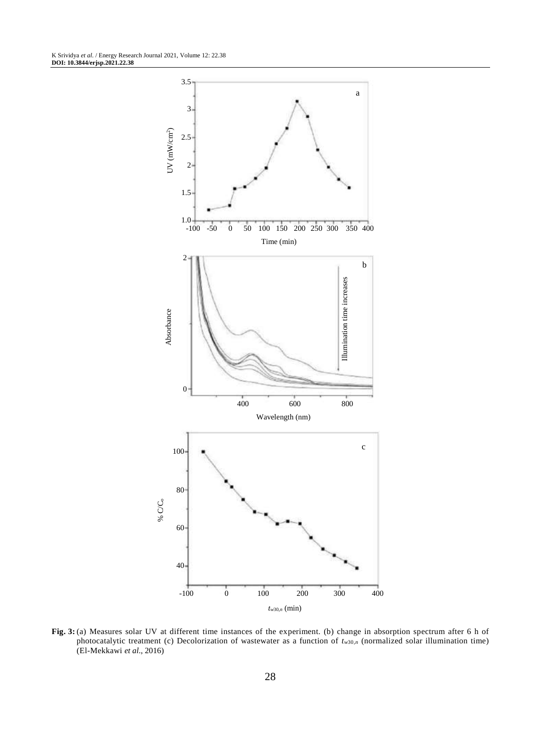**Fig. 3:** (a) Measures solar UV at different time instances of the experiment. (b) change in absorption spectrum after 6 h of photocatalytic treatment (c) Decolorization of wastewater as a function of $t_{w30,n}$ (normalized solar illumination time) (El-Mekkawi *et al*., 2016)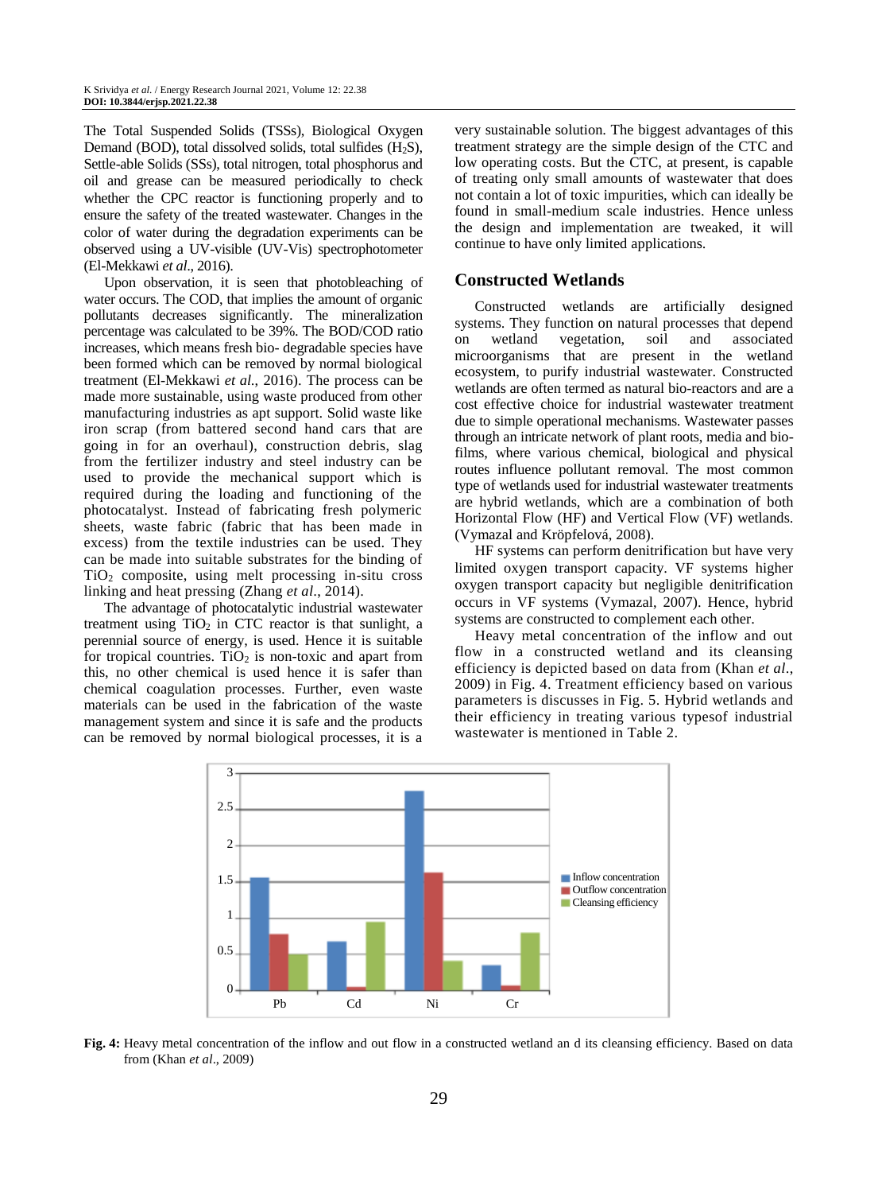The Total Suspended Solids (TSSs), Biological Oxygen Demand (BOD), total dissolved solids, total sulfides ($H_2S$), Settle-able Solids (SSs), total nitrogen, total phosphorus and oil and grease can be measured periodically to check whether the CPC reactor is functioning properly and to ensure the safety of the treated wastewater. Changes in the color of water during the degradation experiments can be observed using a UV-visible (UV-Vis) spectrophotometer (El-Mekkawi *et al*., 2016).

Upon observation, it is seen that photobleaching of water occurs. The COD, that implies the amount of organic pollutants decreases significantly. The mineralization percentage was calculated to be 39%. The BOD/COD ratio increases, which means fresh bio- degradable species have been formed which can be removed by normal biological treatment (El-Mekkawi *et al*., 2016). The process can be made more sustainable, using waste produced from other manufacturing industries as apt support. Solid waste like iron scrap (from battered second hand cars that are going in for an overhaul), construction debris, slag from the fertilizer industry and steel industry can be used to provide the mechanical support which is required during the loading and functioning of the photocatalyst. Instead of fabricating fresh polymeric sheets, waste fabric (fabric that has been made in excess) from the textile industries can be used. They can be made into suitable substrates for the binding of $TiO_2$ composite, using melt processing in-situ cross linking and heat pressing (Zhang *et al*., 2014).

The advantage of photocatalytic industrial wastewater treatment using $TiO_2$ in CTC reactor is that sunlight, a perennial source of energy, is used. Hence it is suitable for tropical countries. $TiO_2$ is non-toxic and apart from this, no other chemical is used hence it is safer than chemical coagulation processes. Further, even waste materials can be used in the fabrication of the waste management system and since it is safe and the products can be removed by normal biological processes, it is a very sustainable solution. The biggest advantages of this treatment strategy are the simple design of the CTC and low operating costs. But the CTC, at present, is capable of treating only small amounts of wastewater that does not contain a lot of toxic impurities, which can ideally be found in small-medium scale industries. Hence unless the design and implementation are tweaked, it will continue to have only limited applications.

## Constructed Wetlands

Constructed wetlands are artificially designed systems. They function on natural processes that depend on wetland vegetation, soil and associated microorganisms that are present in the wetland ecosystem, to purify industrial wastewater. Constructed wetlands are often termed as natural bio-reactors and are a cost effective choice for industrial wastewater treatment due to simple operational mechanisms. Wastewater passes through an intricate network of plant roots, media and bio-films, where various chemical, biological and physical routes influence pollutant removal. The most common type of wetlands used for industrial wastewater treatments are hybrid wetlands, which are a combination of both Horizontal Flow (HF) and Vertical Flow (VF) wetlands. (Vymazal and Kröpfelová, 2008).

HF systems can perform denitrification but have very limited oxygen transport capacity. VF systems higher oxygen transport capacity but negligible denitrification occurs in VF systems (Vymazal, 2007). Hence, hybrid systems are constructed to complement each other.

Heavy metal concentration of the inflow and out flow in a constructed wetland and its cleansing efficiency is depicted based on data from (Khan *et al*., 2009) in Fig. 4. Treatment efficiency based on various parameters is discusses in Fig. 5. Hybrid wetlands and their efficiency in treating various typesof industrial wastewater is mentioned in Table 2.

**Fig. 4:** Heavy metal concentration of the inflow and out flow in a constructed wetland an d its cleansing efficiency. Based on data from (Khan *et al*., 2009)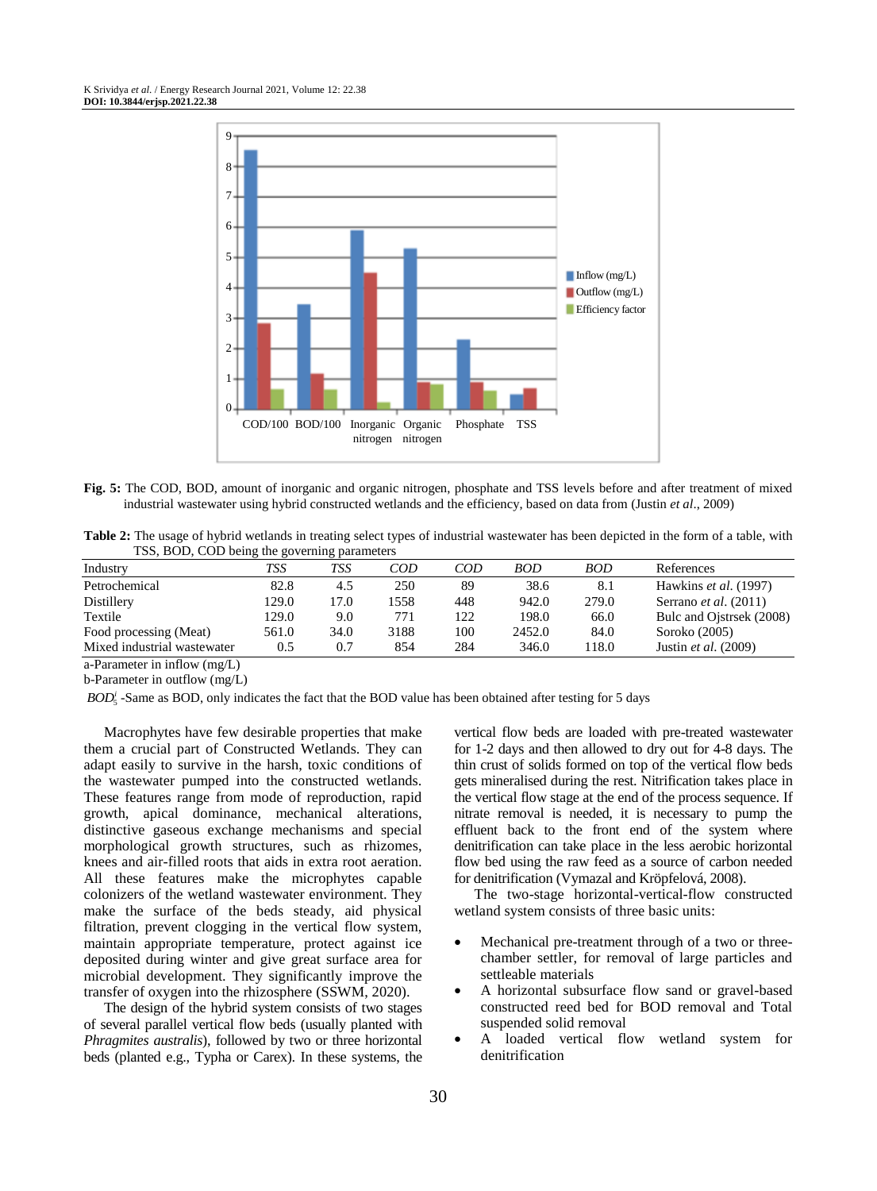Fig. 5: The COD, BOD, amount of inorganic and organic nitrogen, phosphate and TSS levels before and after treatment of mixed industrial wastewater using hybrid constructed wetlands and the efficiency, based on data from (Justin *et al*., 2009)

**Table 2:** The usage of hybrid wetlands in treating select types of industrial wastewater has been depicted in the form of a table, with TSS, BOD, COD being the governing parameters

| Industry | *TSS* | *TSS* | *COD* | *COD* | *BOD* | *BOD* | References |
|---|---|---|---|---|---|---|---|
| Petrochemical | 82.8 | 4.5 | 250 | 89 | 38.6 | 8.1 | Hawkins *et al*. (1997) |
| Distillery | 129.0 | 17.0 | 1558 | 448 | 942.0 | 279.0 | Serrano *et al*. (2011) |
| Textile | 129.0 | 9.0 | 771 | 122 | 198.0 | 66.0 | Bulc and Ojstrsek (2008) |
| Food processing (Meat) | 561.0 | 34.0 | 3188 | 100 | 2452.0 | 84.0 | Soroko (2005) |
| Mixed industrial wastewater | 0.5 | 0.7 | 854 | 284 | 346.0 | 118.0 | Justin *et al*. (2009) |

a-Parameter in inflow (mg/L)

b-Parameter in outflow (mg/L)

$BOD_5^i$ -Same as BOD, only indicates the fact that the BOD value has been obtained after testing for 5 days

Macrophytes have few desirable properties that make them a crucial part of Constructed Wetlands. They can adapt easily to survive in the harsh, toxic conditions of the wastewater pumped into the constructed wetlands. These features range from mode of reproduction, rapid growth, apical dominance, mechanical alterations, distinctive gaseous exchange mechanisms and special morphological growth structures, such as rhizomes, knees and air-filled roots that aids in extra root aeration. All these features make the microphytes capable colonizers of the wetland wastewater environment. They make the surface of the beds steady, aid physical filtration, prevent clogging in the vertical flow system, maintain appropriate temperature, protect against ice deposited during winter and give great surface area for microbial development. They significantly improve the transfer of oxygen into the rhizosphere (SSWM, 2020).

The design of the hybrid system consists of two stages of several parallel vertical flow beds (usually planted with *Phragmites australis*), followed by two or three horizontal beds (planted e.g., Typha or Carex). In these systems, the vertical flow beds are loaded with pre-treated wastewater for 1-2 days and then allowed to dry out for 4-8 days. The thin crust of solids formed on top of the vertical flow beds gets mineralised during the rest. Nitrification takes place in the vertical flow stage at the end of the process sequence. If nitrate removal is needed, it is necessary to pump the effluent back to the front end of the system where denitrification can take place in the less aerobic horizontal flow bed using the raw feed as a source of carbon needed for denitrification (Vymazal and Kröpfelová, 2008).

The two-stage horizontal-vertical-flow constructed wetland system consists of three basic units:

- Mechanical pre-treatment through of a two or three-chamber settler, for removal of large particles and settleable materials
- A horizontal subsurface flow sand or gravel-based constructed reed bed for BOD removal and Total suspended solid removal
- A loaded vertical flow wetland system for denitrification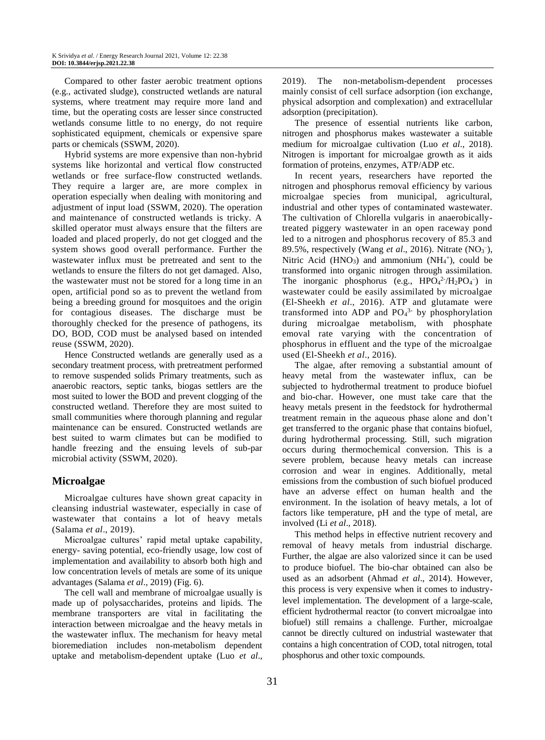Compared to other faster aerobic treatment options (e.g., activated sludge), constructed wetlands are natural systems, where treatment may require more land and time, but the operating costs are lesser since constructed wetlands consume little to no energy, do not require sophisticated equipment, chemicals or expensive spare parts or chemicals (SSWM, 2020).

Hybrid systems are more expensive than non-hybrid systems like horizontal and vertical flow constructed wetlands or free surface-flow constructed wetlands. They require a larger are, are more complex in operation especially when dealing with monitoring and adjustment of input load (SSWM, 2020). The operation and maintenance of constructed wetlands is tricky. A skilled operator must always ensure that the filters are loaded and placed properly, do not get clogged and the system shows good overall performance. Further the wastewater influx must be pretreated and sent to the wetlands to ensure the filters do not get damaged. Also, the wastewater must not be stored for a long time in an open, artificial pond so as to prevent the wetland from being a breeding ground for mosquitoes and the origin for contagious diseases. The discharge must be thoroughly checked for the presence of pathogens, its DO, BOD, COD must be analysed based on intended reuse (SSWM, 2020).

Hence Constructed wetlands are generally used as a secondary treatment process, with pretreatment performed to remove suspended solids Primary treatments, such as anaerobic reactors, septic tanks, biogas settlers are the most suited to lower the BOD and prevent clogging of the constructed wetland. Therefore they are most suited to small communities where thorough planning and regular maintenance can be ensured. Constructed wetlands are best suited to warm climates but can be modified to handle freezing and the ensuing levels of sub-par microbial activity (SSWM, 2020).

## Microalgae

Microalgae cultures have shown great capacity in cleansing industrial wastewater, especially in case of wastewater that contains a lot of heavy metals (Salama *et al*., 2019).

Microalgae cultures' rapid metal uptake capability, energy- saving potential, eco-friendly usage, low cost of implementation and availability to absorb both high and low concentration levels of metals are some of its unique advantages (Salama *et al*., 2019) (Fig. 6).

The cell wall and membrane of microalgae usually is made up of polysaccharides, proteins and lipids. The membrane transporters are vital in facilitating the interaction between microalgae and the heavy metals in the wastewater influx. The mechanism for heavy metal bioremediation includes non-metabolism dependent uptake and metabolism-dependent uptake (Luo *et al*., 2019). The non-metabolism-dependent processes mainly consist of cell surface adsorption (ion exchange, physical adsorption and complexation) and extracellular adsorption (precipitation).

The presence of essential nutrients like carbon, nitrogen and phosphorus makes wastewater a suitable medium for microalgae cultivation (Luo *et al*., 2018). Nitrogen is important for microalgae growth as it aids formation of proteins, enzymes, ATP/ADP etc.

In recent years, researchers have reported the nitrogen and phosphorus removal efficiency by various microalgae species from municipal, agricultural, industrial and other types of contaminated wastewater. The cultivation of Chlorella vulgaris in anaerobically-treated piggery wastewater in an open raceway pond led to a nitrogen and phosphorus recovery of 85.3 and 89.5%, respectively (Wang *et al*., 2016). Nitrate ($NO_3^-$), Nitric Acid ($HNO_3$) and ammonium ($NH_4^+$), could be transformed into organic nitrogen through assimilation. The inorganic phosphorus (e.g., $HPO_4^{2-}/H_2PO_4^-$) in wastewater could be easily assimilated by microalgae (El-Sheekh *et al*., 2016). ATP and glutamate were transformed into ADP and $PO_4^{3-}$ by phosphorylation during microalgae metabolism, with phosphate emoval rate varying with the concentration of phosphorus in effluent and the type of the microalgae used (El-Sheekh *et al*., 2016).

The algae, after removing a substantial amount of heavy metal from the wastewater influx, can be subjected to hydrothermal treatment to produce biofuel and bio-char. However, one must take care that the heavy metals present in the feedstock for hydrothermal treatment remain in the aqueous phase alone and don't get transferred to the organic phase that contains biofuel, during hydrothermal processing. Still, such migration occurs during thermochemical conversion. This is a severe problem, because heavy metals can increase corrosion and wear in engines. Additionally, metal emissions from the combustion of such biofuel produced have an adverse effect on human health and the environment. In the isolation of heavy metals, a lot of factors like temperature, pH and the type of metal, are involved (Li *et al*., 2018).

This method helps in effective nutrient recovery and removal of heavy metals from industrial discharge. Further, the algae are also valorized since it can be used to produce biofuel. The bio-char obtained can also be used as an adsorbent (Ahmad *et al*., 2014). However, this process is very expensive when it comes to industry-level implementation. The development of a large-scale, efficient hydrothermal reactor (to convert microalgae into biofuel) still remains a challenge. Further, microalgae cannot be directly cultured on industrial wastewater that contains a high concentration of COD, total nitrogen, total phosphorus and other toxic compounds.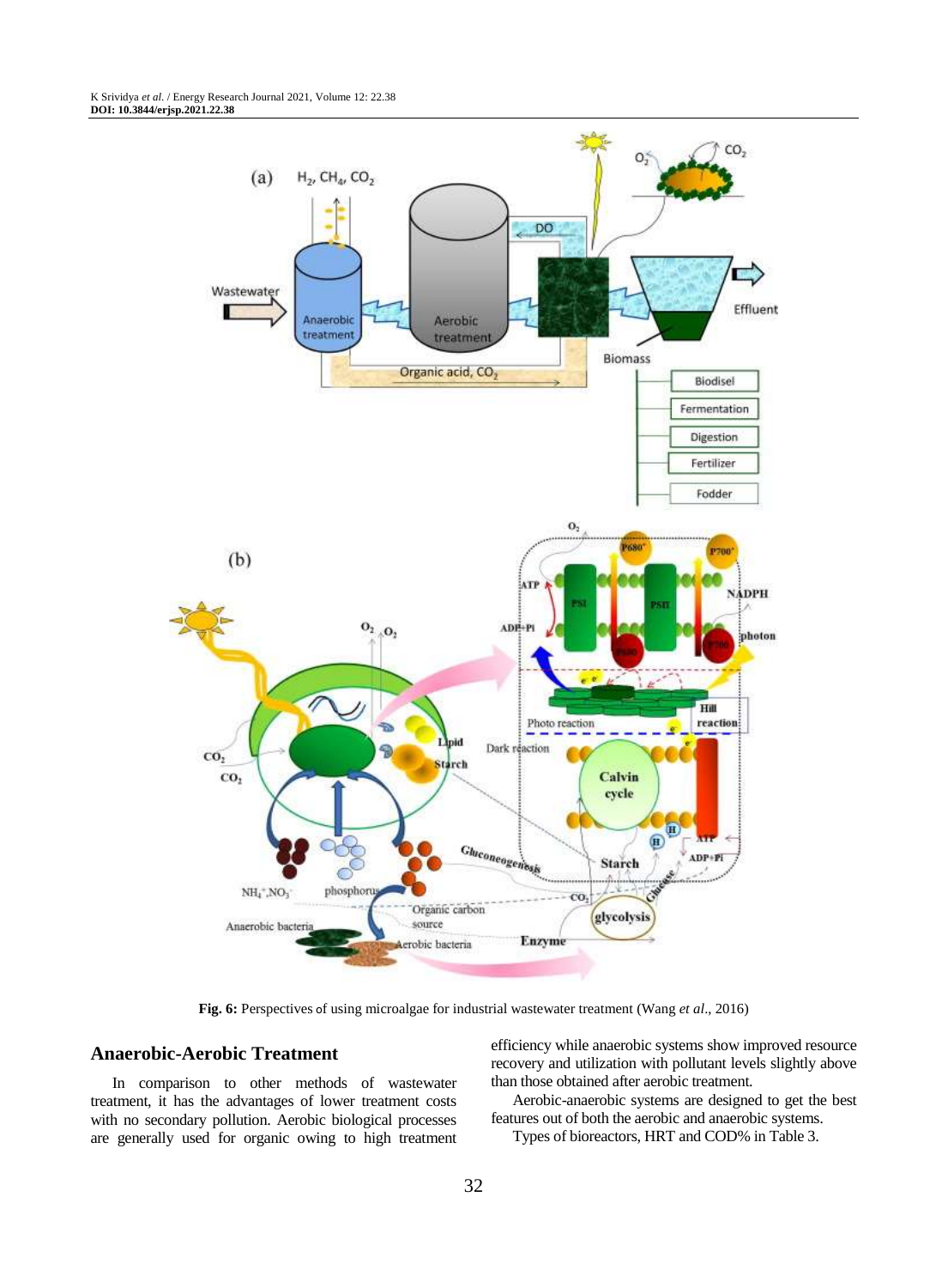**Fig. 6:** Perspectives of using microalgae for industrial wastewater treatment (Wang *et al*., 2016)

## Anaerobic-Aerobic Treatment

In comparison to other methods of wastewater treatment, it has the advantages of lower treatment costs with no secondary pollution. Aerobic biological processes are generally used for organic owing to high treatment efficiency while anaerobic systems show improved resource recovery and utilization with pollutant levels slightly above than those obtained after aerobic treatment.

Aerobic-anaerobic systems are designed to get the best features out of both the aerobic and anaerobic systems.

Types of bioreactors, HRT and COD% in Table 3.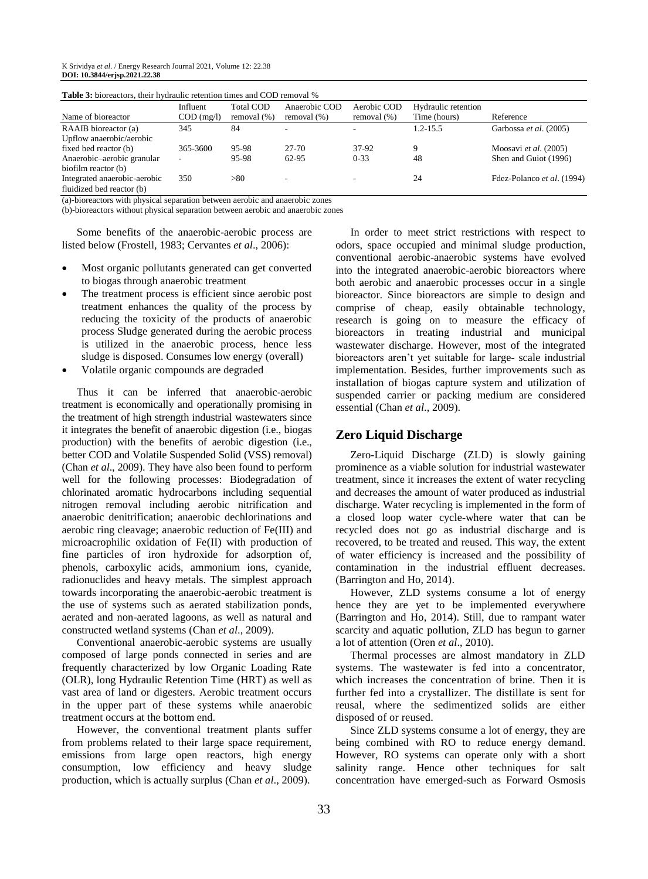**Table 3:** bioreactors, their hydraulic retention times and COD removal %

| Name of bioreactor | Influent COD (mg/l) | Total COD removal (%) | Anaerobic COD removal (%) | Aerobic COD removal (%) | Hydraulic retention Time (hours) | Reference |
|---|---|---|---|---|---|---|
| RAAIB bioreactor (a) | 345 | 84 | - | - | 1.2-15.5 | Garbossa *et al*. (2005) |
| Upflow anaerobic/aerobic fixed bed reactor (b) | 365-3600 | 95-98 | 27-70 | 37-92 | 9 | Moosavi *et al*. (2005) |
| Anaerobic–aerobic granular biofilm reactor (b) | - | 95-98 | 62-95 | 0-33 | 48 | Shen and Guiot (1996) |
| Integrated anaerobic-aerobic fluidized bed reactor (b) | 350 | >80 | - | - | 24 | Fdez-Polanco *et al*. (1994) |

(a)-bioreactors with physical separation between aerobic and anaerobic zones

(b)-bioreactors without physical separation between aerobic and anaerobic zones

Some benefits of the anaerobic-aerobic process are listed below (Frostell, 1983; Cervantes *et al*., 2006):

- Most organic pollutants generated can get converted to biogas through anaerobic treatment
- The treatment process is efficient since aerobic post treatment enhances the quality of the process by reducing the toxicity of the products of anaerobic process Sludge generated during the aerobic process is utilized in the anaerobic process, hence less sludge is disposed. Consumes low energy (overall)
- Volatile organic compounds are degraded

Thus it can be inferred that anaerobic-aerobic treatment is economically and operationally promising in the treatment of high strength industrial wastewaters since it integrates the benefit of anaerobic digestion (i.e., biogas production) with the benefits of aerobic digestion (i.e., better COD and Volatile Suspended Solid (VSS) removal) (Chan *et al*., 2009). They have also been found to perform well for the following processes: Biodegradation of chlorinated aromatic hydrocarbons including sequential nitrogen removal including aerobic nitrification and anaerobic denitrification; anaerobic dechlorinations and aerobic ring cleavage; anaerobic reduction of Fe(III) and microacrophilic oxidation of Fe(II) with production of fine particles of iron hydroxide for adsorption of, phenols, carboxylic acids, ammonium ions, cyanide, radionuclides and heavy metals. The simplest approach towards incorporating the anaerobic-aerobic treatment is the use of systems such as aerated stabilization ponds, aerated and non-aerated lagoons, as well as natural and constructed wetland systems (Chan *et al*., 2009).

Conventional anaerobic-aerobic systems are usually composed of large ponds connected in series and are frequently characterized by low Organic Loading Rate (OLR), long Hydraulic Retention Time (HRT) as well as vast area of land or digesters. Aerobic treatment occurs in the upper part of these systems while anaerobic treatment occurs at the bottom end.

However, the conventional treatment plants suffer from problems related to their large space requirement, emissions from large open reactors, high energy consumption, low efficiency and heavy sludge production, which is actually surplus (Chan *et al*., 2009).

In order to meet strict restrictions with respect to odors, space occupied and minimal sludge production, conventional aerobic-anaerobic systems have evolved into the integrated anaerobic-aerobic bioreactors where both aerobic and anaerobic processes occur in a single bioreactor. Since bioreactors are simple to design and comprise of cheap, easily obtainable technology, research is going on to measure the efficacy of bioreactors in treating industrial and municipal wastewater discharge. However, most of the integrated bioreactors aren't yet suitable for large- scale industrial implementation. Besides, further improvements such as installation of biogas capture system and utilization of suspended carrier or packing medium are considered essential (Chan *et al*., 2009).

## Zero Liquid Discharge

Zero-Liquid Discharge (ZLD) is slowly gaining prominence as a viable solution for industrial wastewater treatment, since it increases the extent of water recycling and decreases the amount of water produced as industrial discharge. Water recycling is implemented in the form of a closed loop water cycle-where water that can be recycled does not go as industrial discharge and is recovered, to be treated and reused. This way, the extent of water efficiency is increased and the possibility of contamination in the industrial effluent decreases. (Barrington and Ho, 2014).

However, ZLD systems consume a lot of energy hence they are yet to be implemented everywhere (Barrington and Ho, 2014). Still, due to rampant water scarcity and aquatic pollution, ZLD has begun to garner a lot of attention (Oren *et al*., 2010).

Thermal processes are almost mandatory in ZLD systems. The wastewater is fed into a concentrator, which increases the concentration of brine. Then it is further fed into a crystallizer. The distillate is sent for reusal, where the sedimentized solids are either disposed of or reused.

Since ZLD systems consume a lot of energy, they are being combined with RO to reduce energy demand. However, RO systems can operate only with a short salinity range. Hence other techniques for salt concentration have emerged-such as Forward Osmosis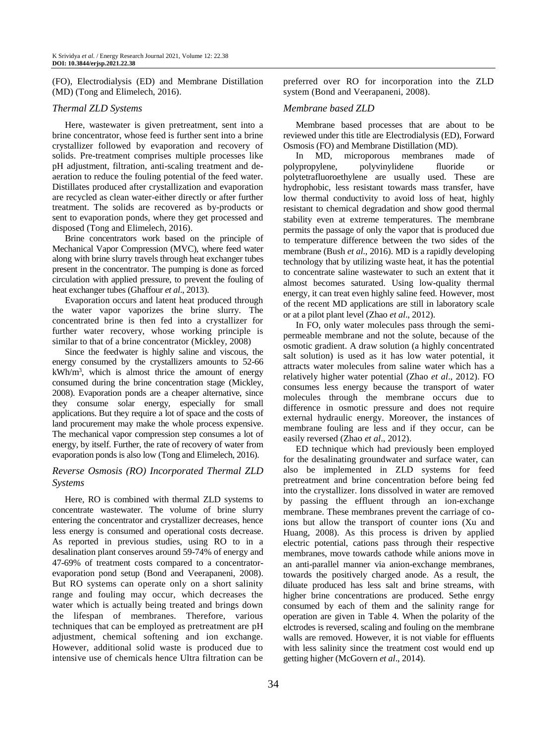(FO), Electrodialysis (ED) and Membrane Distillation (MD) (Tong and Elimelech, 2016).

### *Thermal ZLD Systems*

Here, wastewater is given pretreatment, sent into a brine concentrator, whose feed is further sent into a brine crystallizer followed by evaporation and recovery of solids. Pre-treatment comprises multiple processes like pH adjustment, filtration, anti-scaling treatment and de-aeration to reduce the fouling potential of the feed water. Distillates produced after crystallization and evaporation are recycled as clean water-either directly or after further treatment. The solids are recovered as by-products or sent to evaporation ponds, where they get processed and disposed (Tong and Elimelech, 2016).

Brine concentrators work based on the principle of Mechanical Vapor Compression (MVC), where feed water along with brine slurry travels through heat exchanger tubes present in the concentrator. The pumping is done as forced circulation with applied pressure, to prevent the fouling of heat exchanger tubes (Ghaffour *et al*., 2013).

Evaporation occurs and latent heat produced through the water vapor vaporizes the brine slurry. The concentrated brine is then fed into a crystallizer for further water recovery, whose working principle is similar to that of a brine concentrator (Mickley, 2008)

Since the feedwater is highly saline and viscous, the energy consumed by the crystallizers amounts to 52-66 kWh/m$^3$, which is almost thrice the amount of energy consumed during the brine concentration stage (Mickley, 2008). Evaporation ponds are a cheaper alternative, since they consume solar energy, especially for small applications. But they require a lot of space and the costs of land procurement may make the whole process expensive. The mechanical vapor compression step consumes a lot of energy, by itself. Further, the rate of recovery of water from evaporation ponds is also low (Tong and Elimelech, 2016).

### *Reverse Osmosis (RO) Incorporated Thermal ZLD Systems*

Here, RO is combined with thermal ZLD systems to concentrate wastewater. The volume of brine slurry entering the concentrator and crystallizer decreases, hence less energy is consumed and operational costs decrease. As reported in previous studies, using RO to in a desalination plant conserves around 59-74% of energy and 47-69% of treatment costs compared to a concentrator-evaporation pond setup (Bond and Veerapaneni, 2008). But RO systems can operate only on a short salinity range and fouling may occur, which decreases the water which is actually being treated and brings down the lifespan of membranes. Therefore, various techniques that can be employed as pretreatment are pH adjustment, chemical softening and ion exchange. However, additional solid waste is produced due to intensive use of chemicals hence Ultra filtration can be preferred over RO for incorporation into the ZLD system (Bond and Veerapaneni, 2008).

### *Membrane based ZLD*

Membrane based processes that are about to be reviewed under this title are Electrodialysis (ED), Forward Osmosis (FO) and Membrane Distillation (MD).

In MD, microporous membranes made of polypropylene, polyvinylidene fluoride or polytetrafluoroethylene are usually used. These are hydrophobic, less resistant towards mass transfer, have low thermal conductivity to avoid loss of heat, highly resistant to chemical degradation and show good thermal stability even at extreme temperatures. The membrane permits the passage of only the vapor that is produced due to temperature difference between the two sides of the membrane (Bush *et al*., 2016). MD is a rapidly developing technology that by utilizing waste heat, it has the potential to concentrate saline wastewater to such an extent that it almost becomes saturated. Using low-quality thermal energy, it can treat even highly saline feed. However, most of the recent MD applications are still in laboratory scale or at a pilot plant level (Zhao *et al*., 2012).

In FO, only water molecules pass through the semi-permeable membrane and not the solute, because of the osmotic gradient. A draw solution (a highly concentrated salt solution) is used as it has low water potential, it attracts water molecules from saline water which has a relatively higher water potential (Zhao *et al*., 2012). FO consumes less energy because the transport of water molecules through the membrane occurs due to difference in osmotic pressure and does not require external hydraulic energy. Moreover, the instances of membrane fouling are less and if they occur, can be easily reversed (Zhao *et al*., 2012).

ED technique which had previously been employed for the desalinating groundwater and surface water, can also be implemented in ZLD systems for feed pretreatment and brine concentration before being fed into the crystallizer. Ions dissolved in water are removed by passing the effluent through an ion-exchange membrane. These membranes prevent the carriage of co-ions but allow the transport of counter ions (Xu and Huang, 2008). As this process is driven by applied electric potential, cations pass through their respective membranes, move towards cathode while anions move in an anti-parallel manner via anion-exchange membranes, towards the positively charged anode. As a result, the diluate produced has less salt and brine streams, with higher brine concentrations are produced. Sethe enrgy consumed by each of them and the salinity range for operation are given in Table 4. When the polarity of the elctrodes is reversed, scaling and fouling on the membrane walls are removed. However, it is not viable for effluents with less salinity since the treatment cost would end up getting higher (McGovern *et al*., 2014).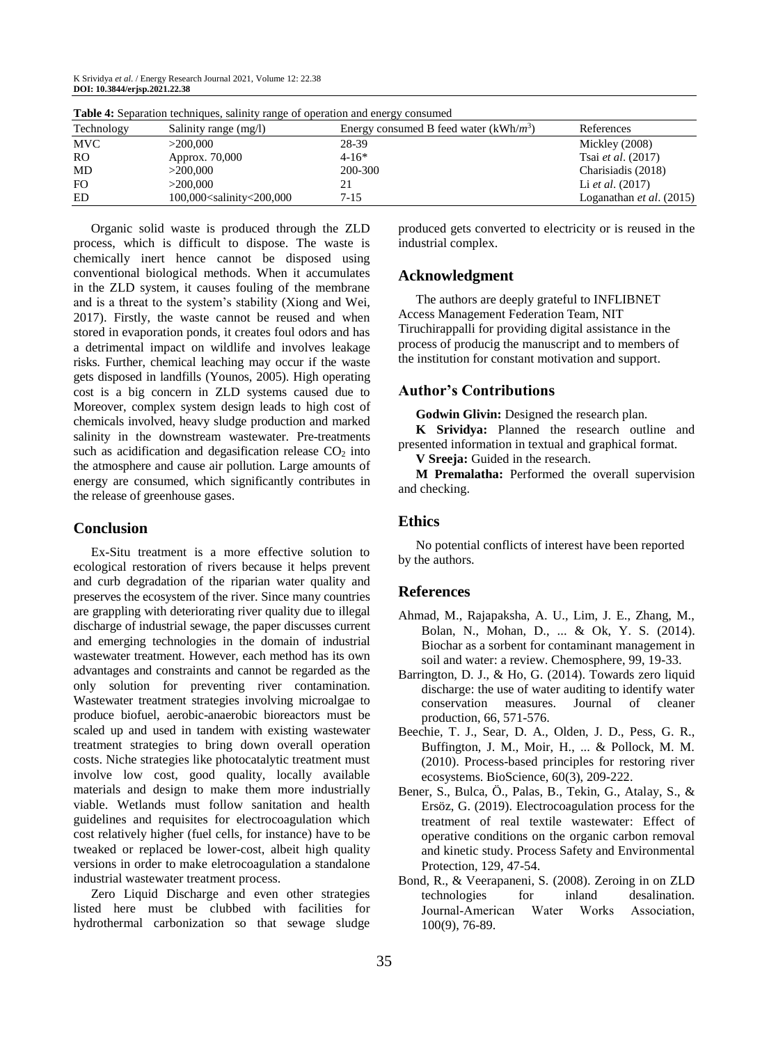**Table 4:** Separation techniques, salinity range of operation and energy consumed

| Technology | Salinity range (mg/l) | Energy consumed B feed water (kWh/$m^3$) | References |
|---|---|---|---|
| MVC | >200,000 | 28-39 | Mickley (2008) |
| RO | Approx. 70,000 | 4-16* | Tsai *et al*. (2017) |
| MD | >200,000 | 200-300 | Charisiadis (2018) |
| FO | >200,000 | 21 | Li *et al*. (2017) |
| ED | 100,000<salinity<200,000 | 7-15 | Loganathan *et al*. (2015) |

Organic solid waste is produced through the ZLD process, which is difficult to dispose. The waste is chemically inert hence cannot be disposed using conventional biological methods. When it accumulates in the ZLD system, it causes fouling of the membrane and is a threat to the system's stability (Xiong and Wei, 2017). Firstly, the waste cannot be reused and when stored in evaporation ponds, it creates foul odors and has a detrimental impact on wildlife and involves leakage risks. Further, chemical leaching may occur if the waste gets disposed in landfills (Younos, 2005). High operating cost is a big concern in ZLD systems caused due to Moreover, complex system design leads to high cost of chemicals involved, heavy sludge production and marked salinity in the downstream wastewater. Pre-treatments such as acidification and degasification release $CO_2$ into the atmosphere and cause air pollution. Large amounts of energy are consumed, which significantly contributes in the release of greenhouse gases.

## Conclusion

Ex-Situ treatment is a more effective solution to ecological restoration of rivers because it helps prevent and curb degradation of the riparian water quality and preserves the ecosystem of the river. Since many countries are grappling with deteriorating river quality due to illegal discharge of industrial sewage, the paper discusses current and emerging technologies in the domain of industrial wastewater treatment. However, each method has its own advantages and constraints and cannot be regarded as the only solution for preventing river contamination. Wastewater treatment strategies involving microalgae to produce biofuel, aerobic-anaerobic bioreactors must be scaled up and used in tandem with existing wastewater treatment strategies to bring down overall operation costs. Niche strategies like photocatalytic treatment must involve low cost, good quality, locally available materials and design to make them more industrially viable. Wetlands must follow sanitation and health guidelines and requisites for electrocoagulation which cost relatively higher (fuel cells, for instance) have to be tweaked or replaced be lower-cost, albeit high quality versions in order to make eletrocoagulation a standalone industrial wastewater treatment process.

Zero Liquid Discharge and even other strategies listed here must be clubbed with facilities for hydrothermal carbonization so that sewage sludge produced gets converted to electricity or is reused in the industrial complex.

## Acknowledgment

The authors are deeply grateful to INFLIBNET Access Management Federation Team, NIT Tiruchirappalli for providing digital assistance in the process of producig the manuscript and to members of the institution for constant motivation and support.

## Author's Contributions

**Godwin Glivin:** Designed the research plan.

**K Srividya:** Planned the research outline and presented information in textual and graphical format.

**V Sreeja:** Guided in the research.

**M Premalatha:** Performed the overall supervision and checking.

## Ethics

No potential conflicts of interest have been reported by the authors.

## References

Ahmad, M., Rajapaksha, A. U., Lim, J. E., Zhang, M., Bolan, N., Mohan, D., ... & Ok, Y. S. (2014). Biochar as a sorbent for contaminant management in soil and water: a review. Chemosphere, 99, 19-33.

Barrington, D. J., & Ho, G. (2014). Towards zero liquid discharge: the use of water auditing to identify water conservation measures. Journal of cleaner production, 66, 571-576.

Beechie, T. J., Sear, D. A., Olden, J. D., Pess, G. R., Buffington, J. M., Moir, H., ... & Pollock, M. M. (2010). Process-based principles for restoring river ecosystems. BioScience, 60(3), 209-222.

Bener, S., Bulca, Ö., Palas, B., Tekin, G., Atalay, S., & Ersöz, G. (2019). Electrocoagulation process for the treatment of real textile wastewater: Effect of operative conditions on the organic carbon removal and kinetic study. Process Safety and Environmental Protection, 129, 47-54.

Bond, R., & Veerapaneni, S. (2008). Zeroing in on ZLD technologies for inland desalination. Journal-American Water Works Association, 100(9), 76-89.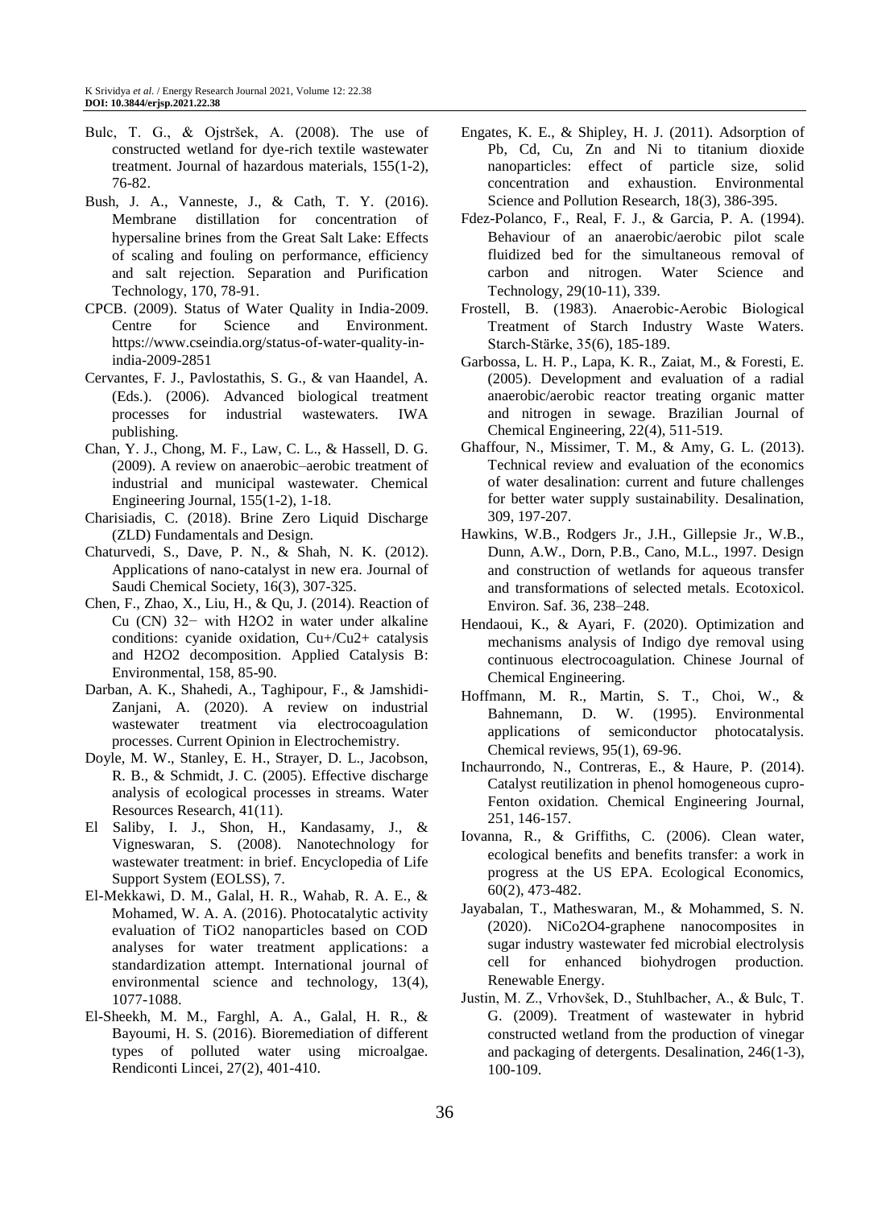Bulc, T. G., & Ojstršek, A. (2008). The use of constructed wetland for dye-rich textile wastewater treatment. Journal of hazardous materials, 155(1-2), 76-82.

Bush, J. A., Vanneste, J., & Cath, T. Y. (2016). Membrane distillation for concentration of hypersaline brines from the Great Salt Lake: Effects of scaling and fouling on performance, efficiency and salt rejection. Separation and Purification Technology, 170, 78-91.

CPCB. (2009). Status of Water Quality in India-2009. Centre for Science and Environment. https://www.cseindia.org/status-of-water-quality-in-india-2009-2851

Cervantes, F. J., Pavlostathis, S. G., & van Haandel, A. (Eds.). (2006). Advanced biological treatment processes for industrial wastewaters. IWA publishing.

Chan, Y. J., Chong, M. F., Law, C. L., & Hassell, D. G. (2009). A review on anaerobic–aerobic treatment of industrial and municipal wastewater. Chemical Engineering Journal, 155(1-2), 1-18.

Charisiadis, C. (2018). Brine Zero Liquid Discharge (ZLD) Fundamentals and Design.

Chaturvedi, S., Dave, P. N., & Shah, N. K. (2012). Applications of nano-catalyst in new era. Journal of Saudi Chemical Society, 16(3), 307-325.

Chen, F., Zhao, X., Liu, H., & Qu, J. (2014). Reaction of Cu (CN) 32− with H2O2 in water under alkaline conditions: cyanide oxidation, Cu+/Cu2+ catalysis and H2O2 decomposition. Applied Catalysis B: Environmental, 158, 85-90.

Darban, A. K., Shahedi, A., Taghipour, F., & Jamshidi-Zanjani, A. (2020). A review on industrial wastewater treatment via electrocoagulation processes. Current Opinion in Electrochemistry.

Doyle, M. W., Stanley, E. H., Strayer, D. L., Jacobson, R. B., & Schmidt, J. C. (2005). Effective discharge analysis of ecological processes in streams. Water Resources Research, 41(11).

El Saliby, I. J., Shon, H., Kandasamy, J., & Vigneswaran, S. (2008). Nanotechnology for wastewater treatment: in brief. Encyclopedia of Life Support System (EOLSS), 7.

El-Mekkawi, D. M., Galal, H. R., Wahab, R. A. E., & Mohamed, W. A. A. (2016). Photocatalytic activity evaluation of TiO2 nanoparticles based on COD analyses for water treatment applications: a standardization attempt. International journal of environmental science and technology, 13(4), 1077-1088.

El-Sheekh, M. M., Farghl, A. A., Galal, H. R., & Bayoumi, H. S. (2016). Bioremediation of different types of polluted water using microalgae. Rendiconti Lincei, 27(2), 401-410.

Engates, K. E., & Shipley, H. J. (2011). Adsorption of Pb, Cd, Cu, Zn and Ni to titanium dioxide nanoparticles: effect of particle size, solid concentration and exhaustion. Environmental Science and Pollution Research, 18(3), 386-395.

Fdez-Polanco, F., Real, F. J., & Garcia, P. A. (1994). Behaviour of an anaerobic/aerobic pilot scale fluidized bed for the simultaneous removal of carbon and nitrogen. Water Science and Technology, 29(10-11), 339.

Frostell, B. (1983). Anaerobic-Aerobic Biological Treatment of Starch Industry Waste Waters. Starch-Stärke, 35(6), 185-189.

Garbossa, L. H. P., Lapa, K. R., Zaiat, M., & Foresti, E. (2005). Development and evaluation of a radial anaerobic/aerobic reactor treating organic matter and nitrogen in sewage. Brazilian Journal of Chemical Engineering, 22(4), 511-519.

Ghaffour, N., Missimer, T. M., & Amy, G. L. (2013). Technical review and evaluation of the economics of water desalination: current and future challenges for better water supply sustainability. Desalination, 309, 197-207.

Hawkins, W.B., Rodgers Jr., J.H., Gillepsie Jr., W.B., Dunn, A.W., Dorn, P.B., Cano, M.L., 1997. Design and construction of wetlands for aqueous transfer and transformations of selected metals. Ecotoxicol. Environ. Saf. 36, 238–248.

Hendaoui, K., & Ayari, F. (2020). Optimization and mechanisms analysis of Indigo dye removal using continuous electrocoagulation. Chinese Journal of Chemical Engineering.

Hoffmann, M. R., Martin, S. T., Choi, W., & Bahnemann, D. W. (1995). Environmental applications of semiconductor photocatalysis. Chemical reviews, 95(1), 69-96.

Inchaurrondo, N., Contreras, E., & Haure, P. (2014). Catalyst reutilization in phenol homogeneous cupro-Fenton oxidation. Chemical Engineering Journal, 251, 146-157.

Iovanna, R., & Griffiths, C. (2006). Clean water, ecological benefits and benefits transfer: a work in progress at the US EPA. Ecological Economics, 60(2), 473-482.

Jayabalan, T., Matheswaran, M., & Mohammed, S. N. (2020). NiCo2O4-graphene nanocomposites in sugar industry wastewater fed microbial electrolysis cell for enhanced biohydrogen production. Renewable Energy.

Justin, M. Z., Vrhovšek, D., Stuhlbacher, A., & Bulc, T. G. (2009). Treatment of wastewater in hybrid constructed wetland from the production of vinegar and packaging of detergents. Desalination, 246(1-3), 100-109.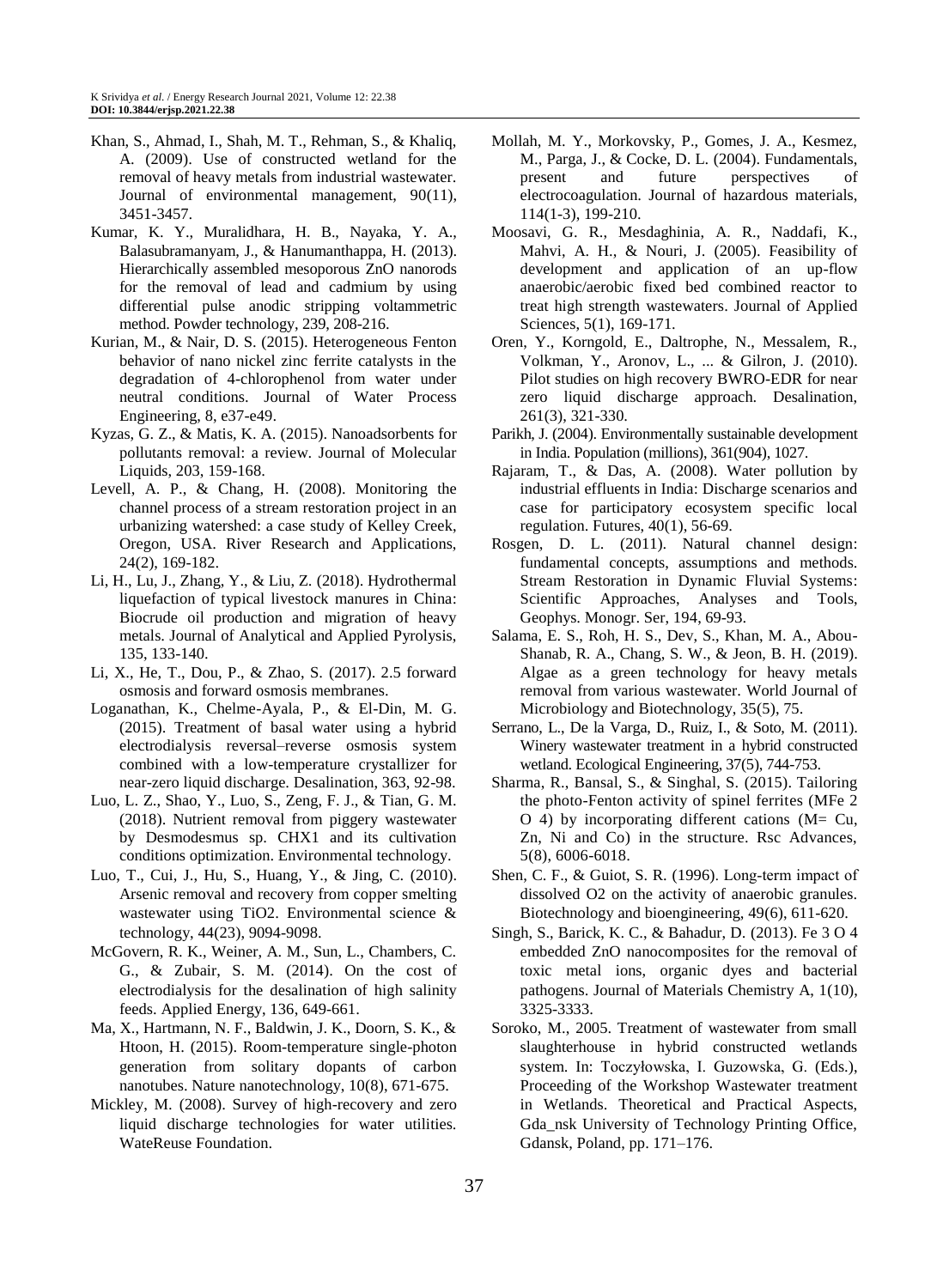Khan, S., Ahmad, I., Shah, M. T., Rehman, S., & Khaliq, A. (2009). Use of constructed wetland for the removal of heavy metals from industrial wastewater. Journal of environmental management, 90(11), 3451-3457.

Kumar, K. Y., Muralidhara, H. B., Nayaka, Y. A., Balasubramanyam, J., & Hanumanthappa, H. (2013). Hierarchically assembled mesoporous ZnO nanorods for the removal of lead and cadmium by using differential pulse anodic stripping voltammetric method. Powder technology, 239, 208-216.

Kurian, M., & Nair, D. S. (2015). Heterogeneous Fenton behavior of nano nickel zinc ferrite catalysts in the degradation of 4-chlorophenol from water under neutral conditions. Journal of Water Process Engineering, 8, e37-e49.

Kyzas, G. Z., & Matis, K. A. (2015). Nanoadsorbents for pollutants removal: a review. Journal of Molecular Liquids, 203, 159-168.

Levell, A. P., & Chang, H. (2008). Monitoring the channel process of a stream restoration project in an urbanizing watershed: a case study of Kelley Creek, Oregon, USA. River Research and Applications, 24(2), 169-182.

Li, H., Lu, J., Zhang, Y., & Liu, Z. (2018). Hydrothermal liquefaction of typical livestock manures in China: Biocrude oil production and migration of heavy metals. Journal of Analytical and Applied Pyrolysis, 135, 133-140.

Li, X., He, T., Dou, P., & Zhao, S. (2017). 2.5 forward osmosis and forward osmosis membranes.

Loganathan, K., Chelme-Ayala, P., & El-Din, M. G. (2015). Treatment of basal water using a hybrid electrodialysis reversal–reverse osmosis system combined with a low-temperature crystallizer for near-zero liquid discharge. Desalination, 363, 92-98.

Luo, L. Z., Shao, Y., Luo, S., Zeng, F. J., & Tian, G. M. (2018). Nutrient removal from piggery wastewater by Desmodesmus sp. CHX1 and its cultivation conditions optimization. Environmental technology.

Luo, T., Cui, J., Hu, S., Huang, Y., & Jing, C. (2010). Arsenic removal and recovery from copper smelting wastewater using TiO2. Environmental science & technology, 44(23), 9094-9098.

McGovern, R. K., Weiner, A. M., Sun, L., Chambers, C. G., & Zubair, S. M. (2014). On the cost of electrodialysis for the desalination of high salinity feeds. Applied Energy, 136, 649-661.

Ma, X., Hartmann, N. F., Baldwin, J. K., Doorn, S. K., & Htoon, H. (2015). Room-temperature single-photon generation from solitary dopants of carbon nanotubes. Nature nanotechnology, 10(8), 671-675.

Mickley, M. (2008). Survey of high-recovery and zero liquid discharge technologies for water utilities. WateReuse Foundation.

Mollah, M. Y., Morkovsky, P., Gomes, J. A., Kesmez, M., Parga, J., & Cocke, D. L. (2004). Fundamentals, present and future perspectives of electrocoagulation. Journal of hazardous materials, 114(1-3), 199-210.

Moosavi, G. R., Mesdaghinia, A. R., Naddafi, K., Mahvi, A. H., & Nouri, J. (2005). Feasibility of development and application of an up-flow anaerobic/aerobic fixed bed combined reactor to treat high strength wastewaters. Journal of Applied Sciences, 5(1), 169-171.

Oren, Y., Korngold, E., Daltrophe, N., Messalem, R., Volkman, Y., Aronov, L., ... & Gilron, J. (2010). Pilot studies on high recovery BWRO-EDR for near zero liquid discharge approach. Desalination, 261(3), 321-330.

Parikh, J. (2004). Environmentally sustainable development in India. Population (millions), 361(904), 1027.

Rajaram, T., & Das, A. (2008). Water pollution by industrial effluents in India: Discharge scenarios and case for participatory ecosystem specific local regulation. Futures, 40(1), 56-69.

Rosgen, D. L. (2011). Natural channel design: fundamental concepts, assumptions and methods. Stream Restoration in Dynamic Fluvial Systems: Scientific Approaches, Analyses and Tools, Geophys. Monogr. Ser, 194, 69-93.

Salama, E. S., Roh, H. S., Dev, S., Khan, M. A., Abou-Shanab, R. A., Chang, S. W., & Jeon, B. H. (2019). Algae as a green technology for heavy metals removal from various wastewater. World Journal of Microbiology and Biotechnology, 35(5), 75.

Serrano, L., De la Varga, D., Ruiz, I., & Soto, M. (2011). Winery wastewater treatment in a hybrid constructed wetland. Ecological Engineering, 37(5), 744-753.

Sharma, R., Bansal, S., & Singhal, S. (2015). Tailoring the photo-Fenton activity of spinel ferrites (MFe 2 O 4) by incorporating different cations (M= Cu, Zn, Ni and Co) in the structure. Rsc Advances, 5(8), 6006-6018.

Shen, C. F., & Guiot, S. R. (1996). Long-term impact of dissolved O2 on the activity of anaerobic granules. Biotechnology and bioengineering, 49(6), 611-620.

Singh, S., Barick, K. C., & Bahadur, D. (2013). Fe 3 O 4 embedded ZnO nanocomposites for the removal of toxic metal ions, organic dyes and bacterial pathogens. Journal of Materials Chemistry A, 1(10), 3325-3333.

Soroko, M., 2005. Treatment of wastewater from small slaughterhouse in hybrid constructed wetlands system. In: Toczyłowska, I. Guzowska, G. (Eds.), Proceeding of the Workshop Wastewater treatment in Wetlands. Theoretical and Practical Aspects, Gda_nsk University of Technology Printing Office, Gdansk, Poland, pp. 171–176.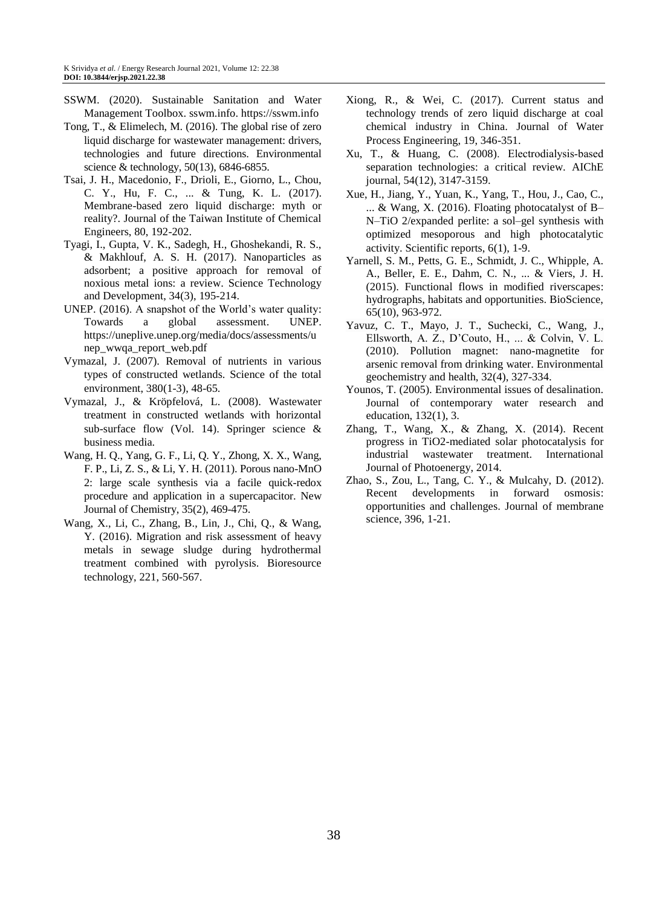SSWM. (2020). Sustainable Sanitation and Water Management Toolbox. sswm.info. https://sswm.info

Tong, T., & Elimelech, M. (2016). The global rise of zero liquid discharge for wastewater management: drivers, technologies and future directions. Environmental science & technology, 50(13), 6846-6855.

Tsai, J. H., Macedonio, F., Drioli, E., Giorno, L., Chou, C. Y., Hu, F. C., ... & Tung, K. L. (2017). Membrane-based zero liquid discharge: myth or reality?. Journal of the Taiwan Institute of Chemical Engineers, 80, 192-202.

Tyagi, I., Gupta, V. K., Sadegh, H., Ghoshekandi, R. S., & Makhlouf, A. S. H. (2017). Nanoparticles as adsorbent; a positive approach for removal of noxious metal ions: a review. Science Technology and Development, 34(3), 195-214.

UNEP. (2016). A snapshot of the World's water quality: Towards a global assessment. UNEP. https://uneplive.unep.org/media/docs/assessments/unep_wwqa_report_web.pdf

Vymazal, J. (2007). Removal of nutrients in various types of constructed wetlands. Science of the total environment, 380(1-3), 48-65.

Vymazal, J., & Kröpfelová, L. (2008). Wastewater treatment in constructed wetlands with horizontal sub-surface flow (Vol. 14). Springer science & business media.

Wang, H. Q., Yang, G. F., Li, Q. Y., Zhong, X. X., Wang, F. P., Li, Z. S., & Li, Y. H. (2011). Porous nano-MnO 2: large scale synthesis via a facile quick-redox procedure and application in a supercapacitor. New Journal of Chemistry, 35(2), 469-475.

Wang, X., Li, C., Zhang, B., Lin, J., Chi, Q., & Wang, Y. (2016). Migration and risk assessment of heavy metals in sewage sludge during hydrothermal treatment combined with pyrolysis. Bioresource technology, 221, 560-567.

Xiong, R., & Wei, C. (2017). Current status and technology trends of zero liquid discharge at coal chemical industry in China. Journal of Water Process Engineering, 19, 346-351.

Xu, T., & Huang, C. (2008). Electrodialysis-based separation technologies: a critical review. AIChE journal, 54(12), 3147-3159.

Xue, H., Jiang, Y., Yuan, K., Yang, T., Hou, J., Cao, C., ... & Wang, X. (2016). Floating photocatalyst of B–N–TiO 2/expanded perlite: a sol–gel synthesis with optimized mesoporous and high photocatalytic activity. Scientific reports, 6(1), 1-9.

Yarnell, S. M., Petts, G. E., Schmidt, J. C., Whipple, A. A., Beller, E. E., Dahm, C. N., ... & Viers, J. H. (2015). Functional flows in modified riverscapes: hydrographs, habitats and opportunities. BioScience, 65(10), 963-972.

Yavuz, C. T., Mayo, J. T., Suchecki, C., Wang, J., Ellsworth, A. Z., D'Couto, H., ... & Colvin, V. L. (2010). Pollution magnet: nano-magnetite for arsenic removal from drinking water. Environmental geochemistry and health, 32(4), 327-334.

Younos, T. (2005). Environmental issues of desalination. Journal of contemporary water research and education, 132(1), 3.

Zhang, T., Wang, X., & Zhang, X. (2014). Recent progress in TiO2-mediated solar photocatalysis for industrial wastewater treatment. International Journal of Photoenergy, 2014.

Zhao, S., Zou, L., Tang, C. Y., & Mulcahy, D. (2012). Recent developments in forward osmosis: opportunities and challenges. Journal of membrane science, 396, 1-21.